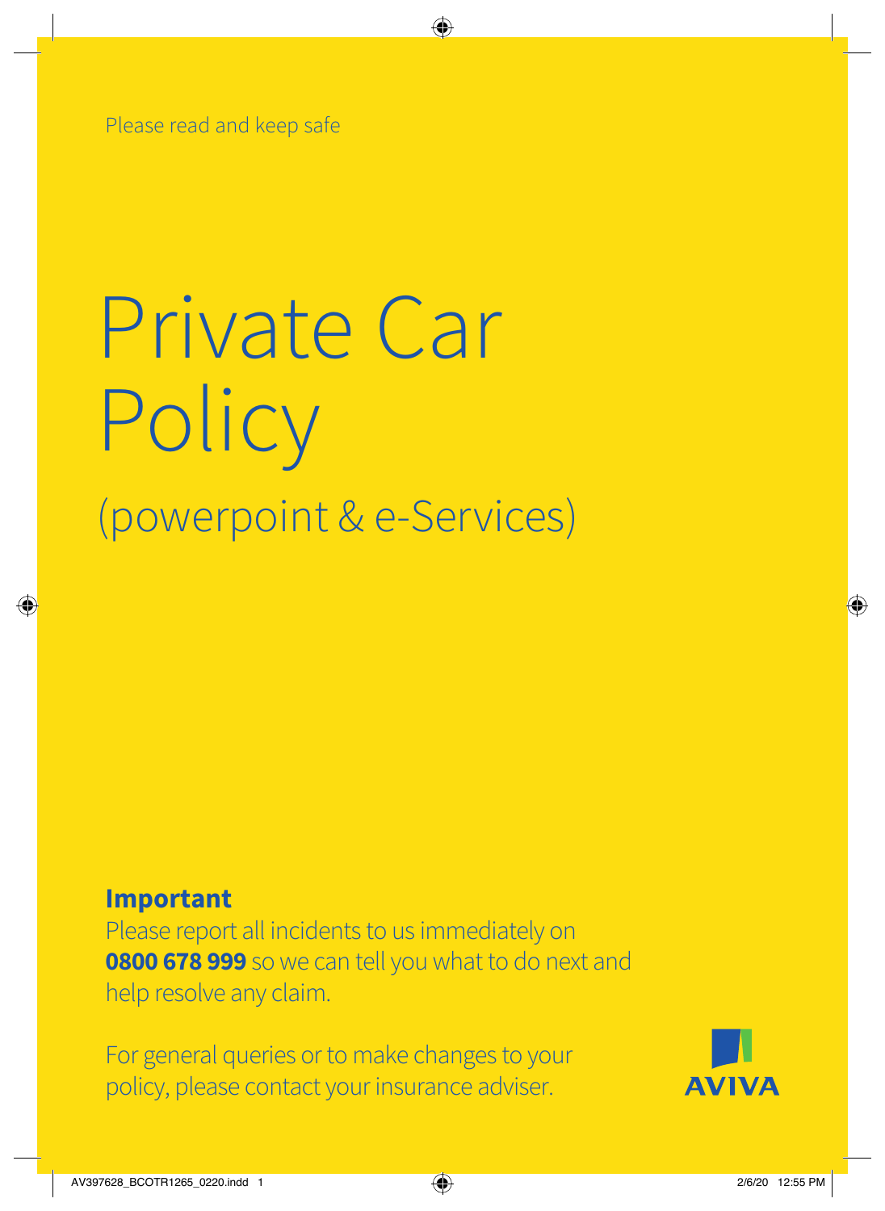Please read and keep safe

# Private Car Policy

## (powerpoint & e-Services)

**Important**

Please report all incidents to us immediately on **0800 678 999** so we can tell you what to do next and help resolve any claim.

For general queries or to make changes to your policy, please contact your insurance adviser.

AVIVA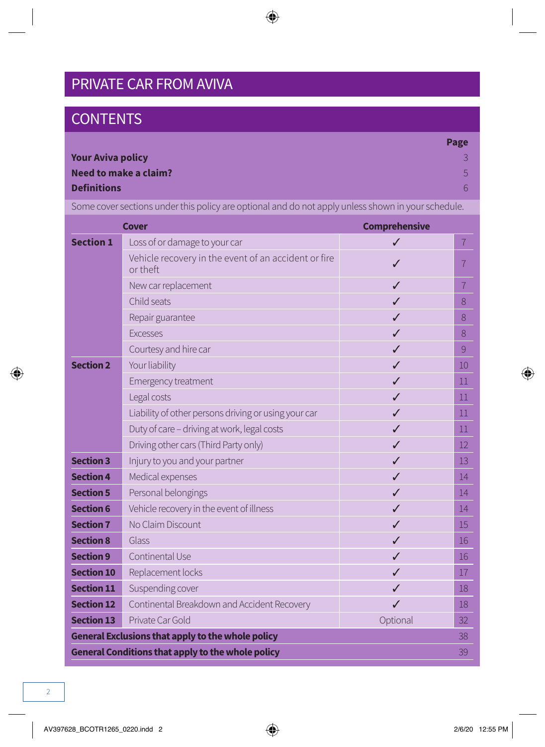# PRIVATE CAR FROM AVIVA

## CONTENTS

| | Page |
|---|---|
| **Your Aviva policy** | 3 |
| **Need to make a claim?** | 5 |
| **Definitions** | 6 |

Some cover sections under this policy are optional and do not apply unless shown in your schedule.

| | Cover | Comprehensive | |
|---|---|---|---|
| **Section 1** | Loss of or damage to your car | ✓ | 7 |
| | Vehicle recovery in the event of an accident or fire or theft | ✓ | 7 |
| | New car replacement | ✓ | 7 |
| | Child seats | ✓ | 8 |
| | Repair guarantee | ✓ | 8 |
| | Excesses | ✓ | 8 |
| | Courtesy and hire car | ✓ | 9 |
| **Section 2** | Your liability | ✓ | 10 |
| | Emergency treatment | ✓ | 11 |
| | Legal costs | ✓ | 11 |
| | Liability of other persons driving or using your car | ✓ | 11 |
| | Duty of care – driving at work, legal costs | ✓ | 11 |
| | Driving other cars (Third Party only) | ✓ | 12 |
| **Section 3** | Injury to you and your partner | ✓ | 13 |
| **Section 4** | Medical expenses | ✓ | 14 |
| **Section 5** | Personal belongings | ✓ | 14 |
| **Section 6** | Vehicle recovery in the event of illness | ✓ | 14 |
| **Section 7** | No Claim Discount | ✓ | 15 |
| **Section 8** | Glass | ✓ | 16 |
| **Section 9** | Continental Use | ✓ | 16 |
| **Section 10** | Replacement locks | ✓ | 17 |
| **Section 11** | Suspending cover | ✓ | 18 |
| **Section 12** | Continental Breakdown and Accident Recovery | ✓ | 18 |
| **Section 13** | Private Car Gold | Optional | 32 |
| **General Exclusions that apply to the whole policy** | | | 38 |
| **General Conditions that apply to the whole policy** | | | 39 |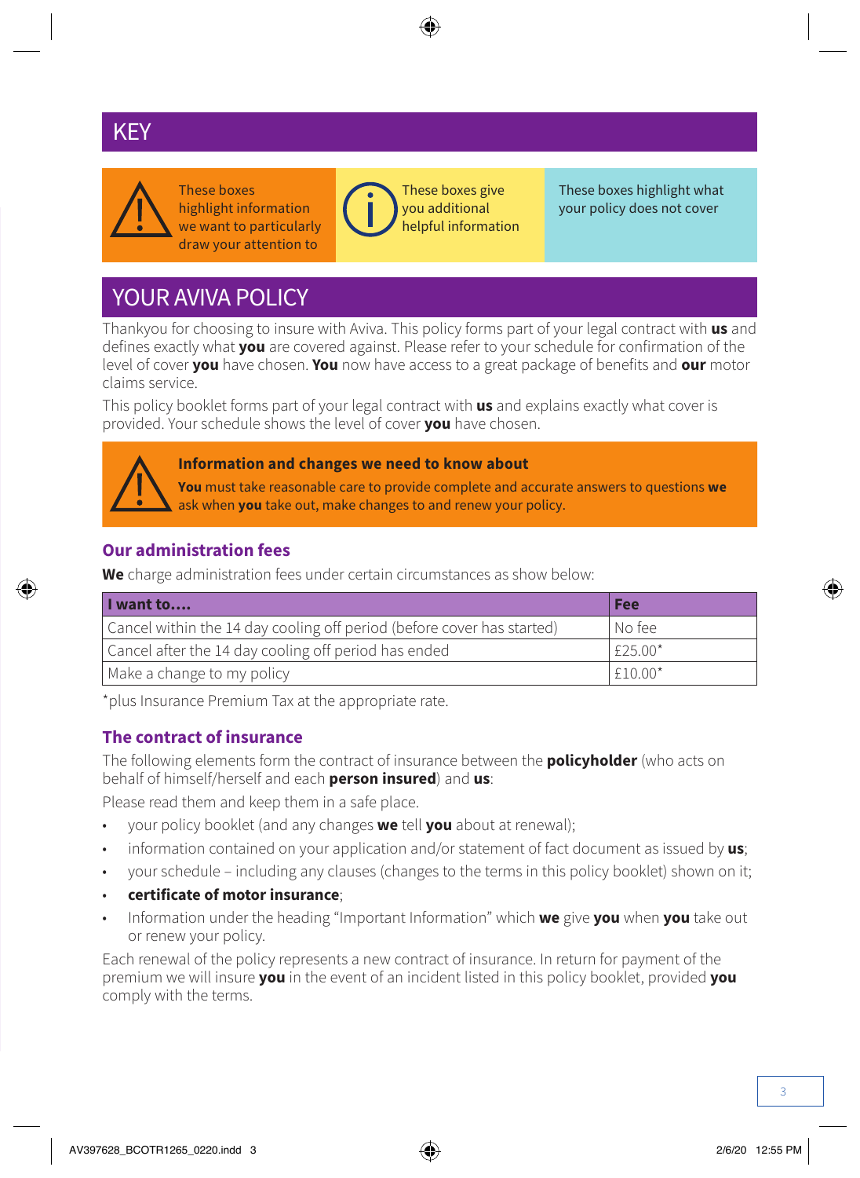# KEY

These boxes highlight information we want to particularly draw your attention to

These boxes give you additional helpful information

These boxes highlight what your policy does not cover

# YOUR AVIVA POLICY

Thankyou for choosing to insure with Aviva. This policy forms part of your legal contract with **us** and defines exactly what **you** are covered against. Please refer to your schedule for confirmation of the level of cover **you** have chosen. **You** now have access to a great package of benefits and **our** motor claims service.

This policy booklet forms part of your legal contract with **us** and explains exactly what cover is provided. Your schedule shows the level of cover **you** have chosen.

**Information and changes we need to know about**

**You** must take reasonable care to provide complete and accurate answers to questions **we** ask when **you** take out, make changes to and renew your policy.

## Our administration fees

**We** charge administration fees under certain circumstances as show below:

| I want to.... | Fee |
|---|---|
| Cancel within the 14 day cooling off period (before cover has started) | No fee |
| Cancel after the 14 day cooling off period has ended | £25.00* |
| Make a change to my policy | £10.00* |

*plus Insurance Premium Tax at the appropriate rate.

## The contract of insurance

The following elements form the contract of insurance between the **policyholder** (who acts on behalf of himself/herself and each **person insured**) and **us**:

Please read them and keep them in a safe place.

- your policy booklet (and any changes **we** tell **you** about at renewal);
- information contained on your application and/or statement of fact document as issued by **us**;
- your schedule – including any clauses (changes to the terms in this policy booklet) shown on it;
- **certificate of motor insurance**;
- Information under the heading "Important Information" which **we** give **you** when **you** take out or renew your policy.

Each renewal of the policy represents a new contract of insurance. In return for payment of the premium we will insure **you** in the event of an incident listed in this policy booklet, provided **you** comply with the terms.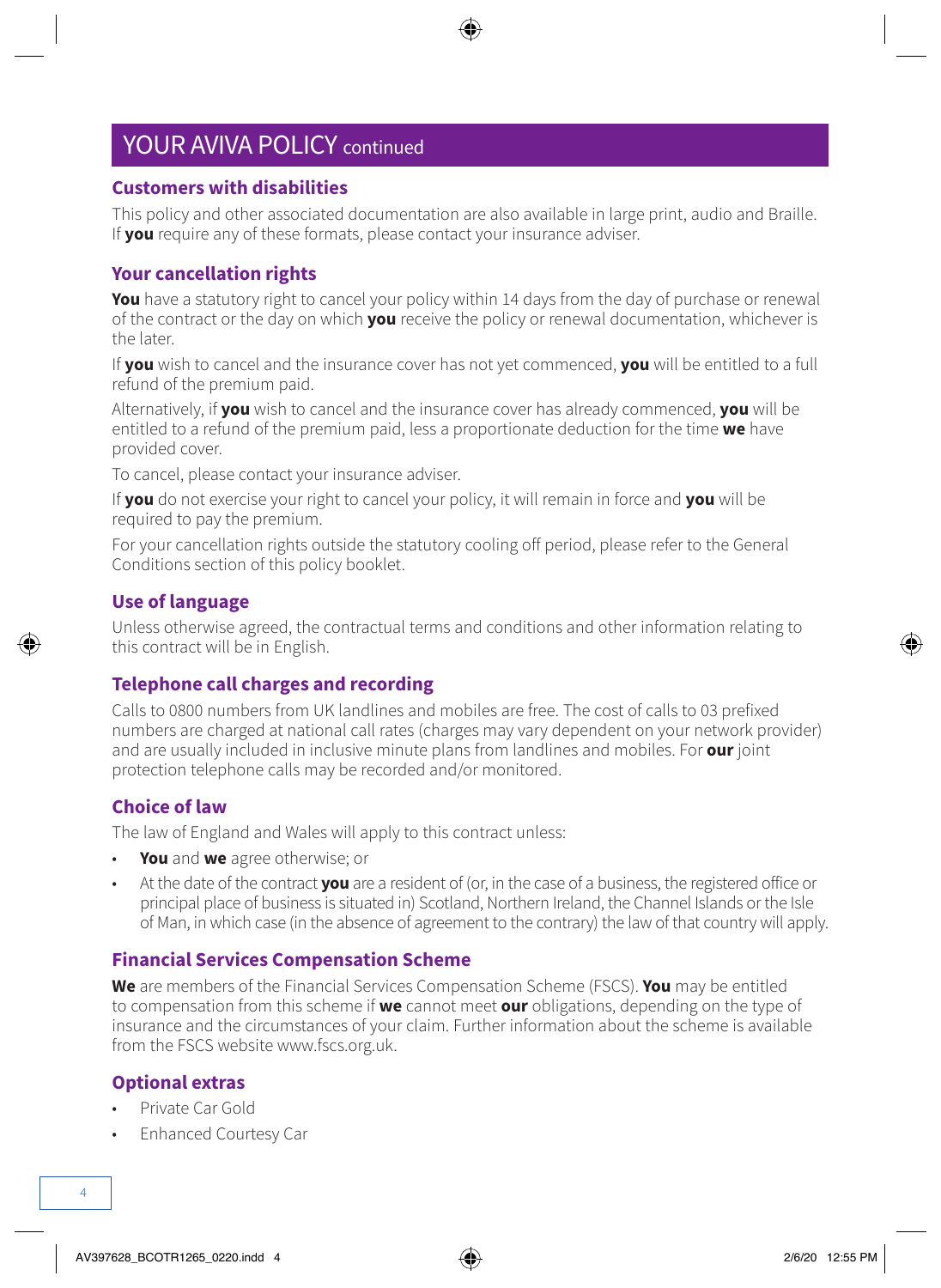# YOUR AVIVA POLICY continued

## Customers with disabilities

This policy and other associated documentation are also available in large print, audio and Braille. If **you** require any of these formats, please contact your insurance adviser.

## Your cancellation rights

**You** have a statutory right to cancel your policy within 14 days from the day of purchase or renewal of the contract or the day on which **you** receive the policy or renewal documentation, whichever is the later.

If **you** wish to cancel and the insurance cover has not yet commenced, **you** will be entitled to a full refund of the premium paid.

Alternatively, if **you** wish to cancel and the insurance cover has already commenced, **you** will be entitled to a refund of the premium paid, less a proportionate deduction for the time **we** have provided cover.

To cancel, please contact your insurance adviser.

If **you** do not exercise your right to cancel your policy, it will remain in force and **you** will be required to pay the premium.

For your cancellation rights outside the statutory cooling off period, please refer to the General Conditions section of this policy booklet.

## Use of language

Unless otherwise agreed, the contractual terms and conditions and other information relating to this contract will be in English.

## Telephone call charges and recording

Calls to 0800 numbers from UK landlines and mobiles are free. The cost of calls to 03 prefixed numbers are charged at national call rates (charges may vary dependent on your network provider) and are usually included in inclusive minute plans from landlines and mobiles. For **our** joint protection telephone calls may be recorded and/or monitored.

## Choice of law

The law of England and Wales will apply to this contract unless:

- **You** and **we** agree otherwise; or
- At the date of the contract **you** are a resident of (or, in the case of a business, the registered office or principal place of business is situated in) Scotland, Northern Ireland, the Channel Islands or the Isle of Man, in which case (in the absence of agreement to the contrary) the law of that country will apply.

## Financial Services Compensation Scheme

**We** are members of the Financial Services Compensation Scheme (FSCS). **You** may be entitled to compensation from this scheme if **we** cannot meet **our** obligations, depending on the type of insurance and the circumstances of your claim. Further information about the scheme is available from the FSCS website www.fscs.org.uk.

## Optional extras

- Private Car Gold
- Enhanced Courtesy Car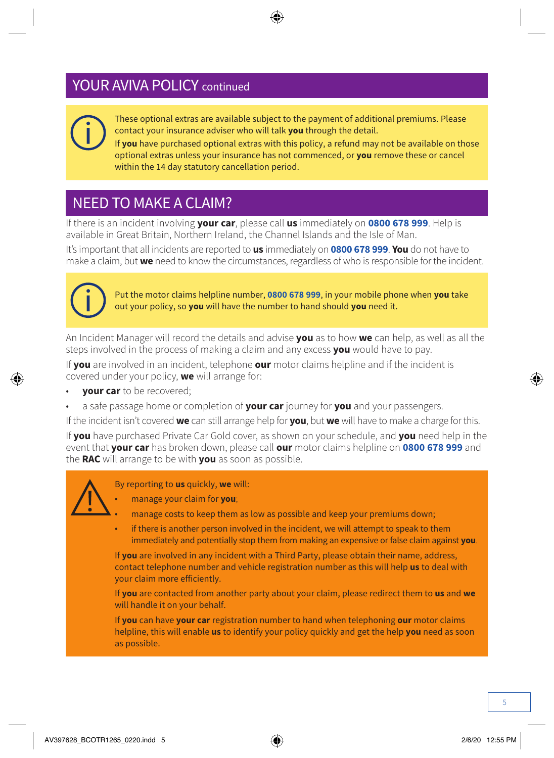## YOUR AVIVA POLICY continued

These optional extras are available subject to the payment of additional premiums. Please contact your insurance adviser who will talk **you** through the detail.

If **you** have purchased optional extras with this policy, a refund may not be available on those optional extras unless your insurance has not commenced, or **you** remove these or cancel within the 14 day statutory cancellation period.

## NEED TO MAKE A CLAIM?

If there is an incident involving **your car**, please call **us** immediately on **0800 678 999**. Help is available in Great Britain, Northern Ireland, the Channel Islands and the Isle of Man.

It's important that all incidents are reported to **us** immediately on **0800 678 999**. **You** do not have to make a claim, but **we** need to know the circumstances, regardless of who is responsible for the incident.

Put the motor claims helpline number, **0800 678 999**, in your mobile phone when **you** take out your policy, so **you** will have the number to hand should **you** need it.

An Incident Manager will record the details and advise **you** as to how **we** can help, as well as all the steps involved in the process of making a claim and any excess **you** would have to pay.

If **you** are involved in an incident, telephone **our** motor claims helpline and if the incident is covered under your policy, **we** will arrange for:

- **your car** to be recovered;
- a safe passage home or completion of **your car** journey for **you** and your passengers.

If the incident isn't covered **we** can still arrange help for **you**, but **we** will have to make a charge for this.

If **you** have purchased Private Car Gold cover, as shown on your schedule, and **you** need help in the event that **your car** has broken down, please call **our** motor claims helpline on **0800 678 999** and the **RAC** will arrange to be with **you** as soon as possible.

By reporting to **us** quickly, **we** will:

- manage your claim for **you**;
- manage costs to keep them as low as possible and keep your premiums down;
- if there is another person involved in the incident, we will attempt to speak to them immediately and potentially stop them from making an expensive or false claim against **you**.

If **you** are involved in any incident with a Third Party, please obtain their name, address, contact telephone number and vehicle registration number as this will help **us** to deal with your claim more efficiently.

If **you** are contacted from another party about your claim, please redirect them to **us** and **we** will handle it on your behalf.

If **you** can have **your car** registration number to hand when telephoning **our** motor claims helpline, this will enable **us** to identify your policy quickly and get the help **you** need as soon as possible.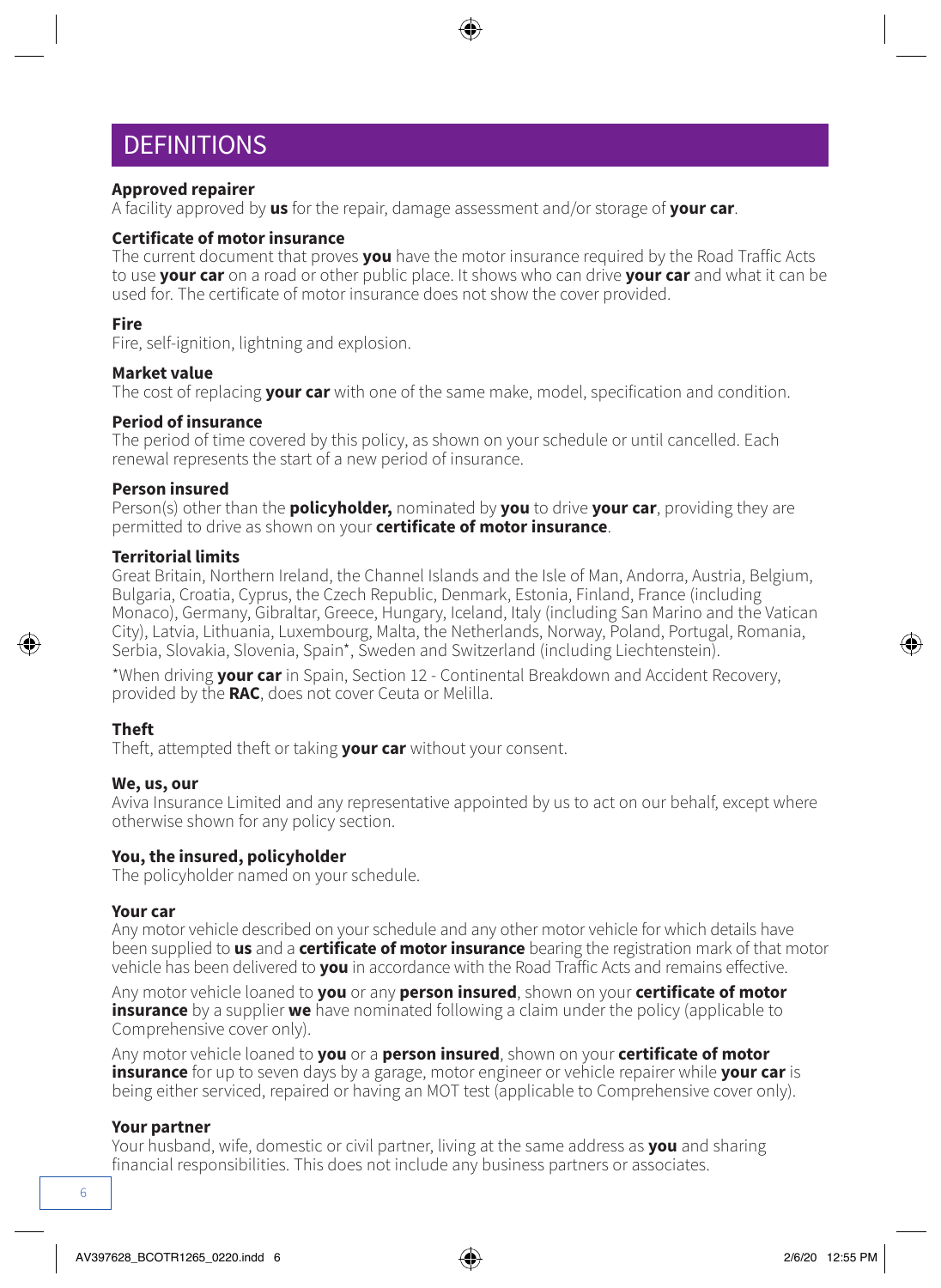# DEFINITIONS

**Approved repairer**
A facility approved by **us** for the repair, damage assessment and/or storage of **your car**.

**Certificate of motor insurance**
The current document that proves **you** have the motor insurance required by the Road Traffic Acts to use **your car** on a road or other public place. It shows who can drive **your car** and what it can be used for. The certificate of motor insurance does not show the cover provided.

**Fire**
Fire, self-ignition, lightning and explosion.

**Market value**
The cost of replacing **your car** with one of the same make, model, specification and condition.

**Period of insurance**
The period of time covered by this policy, as shown on your schedule or until cancelled. Each renewal represents the start of a new period of insurance.

**Person insured**
Person(s) other than the **policyholder,** nominated by **you** to drive **your car**, providing they are permitted to drive as shown on your **certificate of motor insurance**.

**Territorial limits**
Great Britain, Northern Ireland, the Channel Islands and the Isle of Man, Andorra, Austria, Belgium, Bulgaria, Croatia, Cyprus, the Czech Republic, Denmark, Estonia, Finland, France (including Monaco), Germany, Gibraltar, Greece, Hungary, Iceland, Italy (including San Marino and the Vatican City), Latvia, Lithuania, Luxembourg, Malta, the Netherlands, Norway, Poland, Portugal, Romania, Serbia, Slovakia, Slovenia, Spain*, Sweden and Switzerland (including Liechtenstein).

*When driving **your car** in Spain, Section 12 - Continental Breakdown and Accident Recovery, provided by the **RAC**, does not cover Ceuta or Melilla.

**Theft**
Theft, attempted theft or taking **your car** without your consent.

**We, us, our**
Aviva Insurance Limited and any representative appointed by us to act on our behalf, except where otherwise shown for any policy section.

**You, the insured, policyholder**
The policyholder named on your schedule.

**Your car**
Any motor vehicle described on your schedule and any other motor vehicle for which details have been supplied to **us** and a **certificate of motor insurance** bearing the registration mark of that motor vehicle has been delivered to **you** in accordance with the Road Traffic Acts and remains effective.

Any motor vehicle loaned to **you** or any **person insured**, shown on your **certificate of motor insurance** by a supplier **we** have nominated following a claim under the policy (applicable to Comprehensive cover only).

Any motor vehicle loaned to **you** or a **person insured**, shown on your **certificate of motor insurance** for up to seven days by a garage, motor engineer or vehicle repairer while **your car** is being either serviced, repaired or having an MOT test (applicable to Comprehensive cover only).

**Your partner**
Your husband, wife, domestic or civil partner, living at the same address as **you** and sharing financial responsibilities. This does not include any business partners or associates.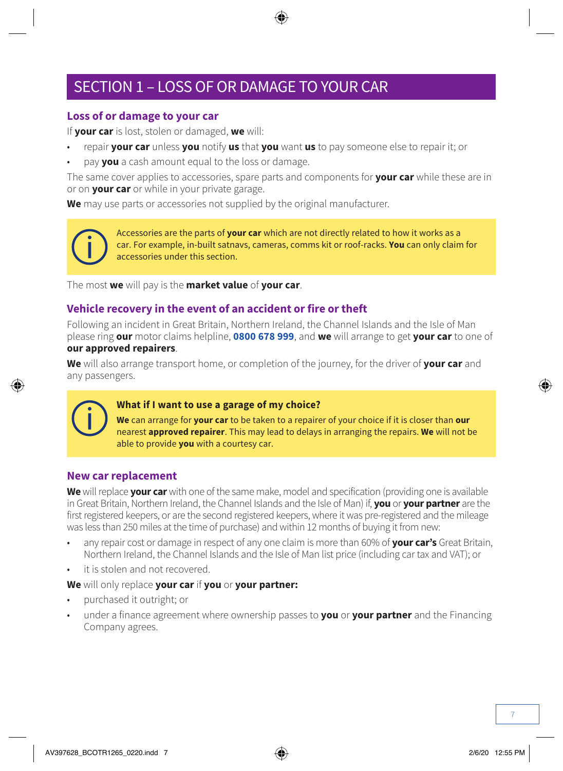# SECTION 1 – LOSS OF OR DAMAGE TO YOUR CAR

## Loss of or damage to your car

If **your car** is lost, stolen or damaged, **we** will:

- repair **your car** unless **you** notify **us** that **you** want **us** to pay someone else to repair it; or
- pay **you** a cash amount equal to the loss or damage.

The same cover applies to accessories, spare parts and components for **your car** while these are in or on **your car** or while in your private garage.

**We** may use parts or accessories not supplied by the original manufacturer.

> Accessories are the parts of **your car** which are not directly related to how it works as a car. For example, in-built satnavs, cameras, comms kit or roof-racks. **You** can only claim for accessories under this section.

The most **we** will pay is the **market value** of **your car**.

## Vehicle recovery in the event of an accident or fire or theft

Following an incident in Great Britain, Northern Ireland, the Channel Islands and the Isle of Man please ring **our** motor claims helpline, **0800 678 999**, and **we** will arrange to get **your car** to one of **our approved repairers**.

**We** will also arrange transport home, or completion of the journey, for the driver of **your car** and any passengers.

> **What if I want to use a garage of my choice?**
>
> **We** can arrange for **your car** to be taken to a repairer of your choice if it is closer than **our** nearest **approved repairer**. This may lead to delays in arranging the repairs. **We** will not be able to provide **you** with a courtesy car.

## New car replacement

**We** will replace **your car** with one of the same make, model and specification (providing one is available in Great Britain, Northern Ireland, the Channel Islands and the Isle of Man) if, **you** or **your partner** are the first registered keepers, or are the second registered keepers, where it was pre-registered and the mileage was less than 250 miles at the time of purchase) and within 12 months of buying it from new:

- any repair cost or damage in respect of any one claim is more than 60% of **your car's** Great Britain, Northern Ireland, the Channel Islands and the Isle of Man list price (including car tax and VAT); or
- it is stolen and not recovered.

**We** will only replace **your car** if **you** or **your partner:**

- purchased it outright; or
- under a finance agreement where ownership passes to **you** or **your partner** and the Financing Company agrees.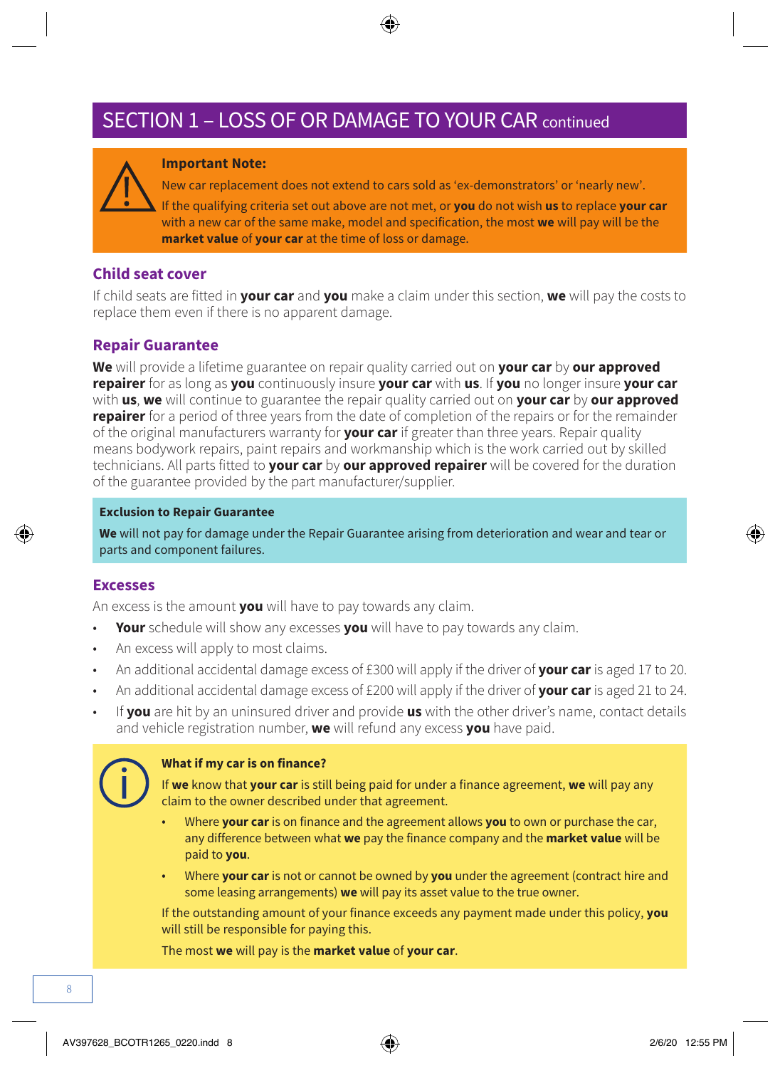## SECTION 1 – LOSS OF OR DAMAGE TO YOUR CAR continued

**Important Note:**

New car replacement does not extend to cars sold as 'ex-demonstrators' or 'nearly new'.

If the qualifying criteria set out above are not met, or **you** do not wish **us** to replace **your car** with a new car of the same make, model and specification, the most **we** will pay will be the **market value** of **your car** at the time of loss or damage.

### Child seat cover

If child seats are fitted in **your car** and **you** make a claim under this section, **we** will pay the costs to replace them even if there is no apparent damage.

### Repair Guarantee

**We** will provide a lifetime guarantee on repair quality carried out on **your car** by **our approved repairer** for as long as **you** continuously insure **your car** with **us**. If **you** no longer insure **your car** with **us**, **we** will continue to guarantee the repair quality carried out on **your car** by **our approved repairer** for a period of three years from the date of completion of the repairs or for the remainder of the original manufacturers warranty for **your car** if greater than three years. Repair quality means bodywork repairs, paint repairs and workmanship which is the work carried out by skilled technicians. All parts fitted to **your car** by **our approved repairer** will be covered for the duration of the guarantee provided by the part manufacturer/supplier.

**Exclusion to Repair Guarantee**

**We** will not pay for damage under the Repair Guarantee arising from deterioration and wear and tear or parts and component failures.

### Excesses

An excess is the amount **you** will have to pay towards any claim.

- **Your** schedule will show any excesses **you** will have to pay towards any claim.
- An excess will apply to most claims.
- An additional accidental damage excess of £300 will apply if the driver of **your car** is aged 17 to 20.
- An additional accidental damage excess of £200 will apply if the driver of **your car** is aged 21 to 24.
- If **you** are hit by an uninsured driver and provide **us** with the other driver's name, contact details and vehicle registration number, **we** will refund any excess **you** have paid.

**What if my car is on finance?**

If **we** know that **your car** is still being paid for under a finance agreement, **we** will pay any claim to the owner described under that agreement.

- Where **your car** is on finance and the agreement allows **you** to own or purchase the car, any difference between what **we** pay the finance company and the **market value** will be paid to **you**.
- Where **your car** is not or cannot be owned by **you** under the agreement (contract hire and some leasing arrangements) **we** will pay its asset value to the true owner.

If the outstanding amount of your finance exceeds any payment made under this policy, **you** will still be responsible for paying this.

The most **we** will pay is the **market value** of **your car**.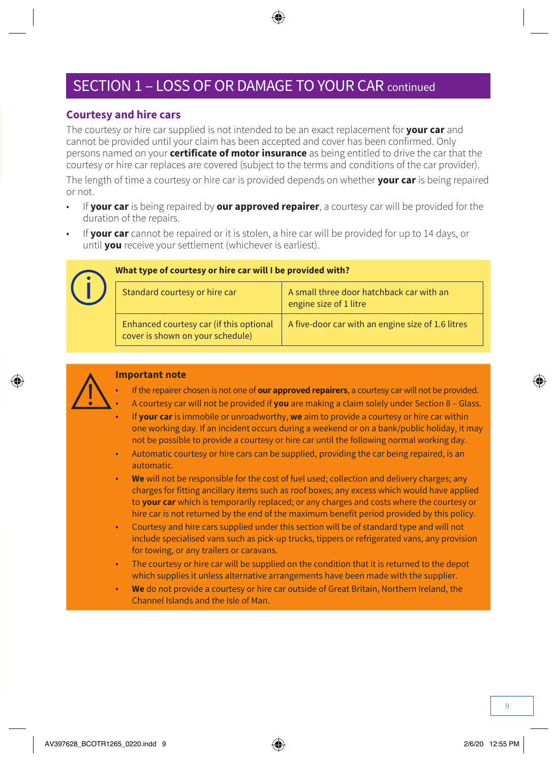## SECTION 1 – LOSS OF OR DAMAGE TO YOUR CAR continued

### Courtesy and hire cars

The courtesy or hire car supplied is not intended to be an exact replacement for **your car** and cannot be provided until your claim has been accepted and cover has been confirmed. Only persons named on your **certificate of motor insurance** as being entitled to drive the car that the courtesy or hire car replaces are covered (subject to the terms and conditions of the car provider).

The length of time a courtesy or hire car is provided depends on whether **your car** is being repaired or not.

- If **your car** is being repaired by **our approved repairer**, a courtesy car will be provided for the duration of the repairs.
- If **your car** cannot be repaired or it is stolen, a hire car will be provided for up to 14 days, or until **you** receive your settlement (whichever is earliest).

**What type of courtesy or hire car will I be provided with?**

| | |
|---|---|
| Standard courtesy or hire car | A small three door hatchback car with an engine size of 1 litre |
| Enhanced courtesy car (if this optional cover is shown on your schedule) | A five-door car with an engine size of 1.6 litres |

**Important note**

- If the repairer chosen is not one of **our approved repairers**, a courtesy car will not be provided.
- A courtesy car will not be provided if **you** are making a claim solely under Section 8 – Glass.
- If **your car** is immobile or unroadworthy, **we** aim to provide a courtesy or hire car within one working day. If an incident occurs during a weekend or on a bank/public holiday, it may not be possible to provide a courtesy or hire car until the following normal working day.
- Automatic courtesy or hire cars can be supplied, providing the car being repaired, is an automatic.
- **We** will not be responsible for the cost of fuel used; collection and delivery charges; any charges for fitting ancillary items such as roof boxes; any excess which would have applied to **your car** which is temporarily replaced; or any charges and costs where the courtesy or hire car is not returned by the end of the maximum benefit period provided by this policy.
- Courtesy and hire cars supplied under this section will be of standard type and will not include specialised vans such as pick-up trucks, tippers or refrigerated vans, any provision for towing, or any trailers or caravans.
- The courtesy or hire car will be supplied on the condition that it is returned to the depot which supplies it unless alternative arrangements have been made with the supplier.
- **We** do not provide a courtesy or hire car outside of Great Britain, Northern Ireland, the Channel Islands and the Isle of Man.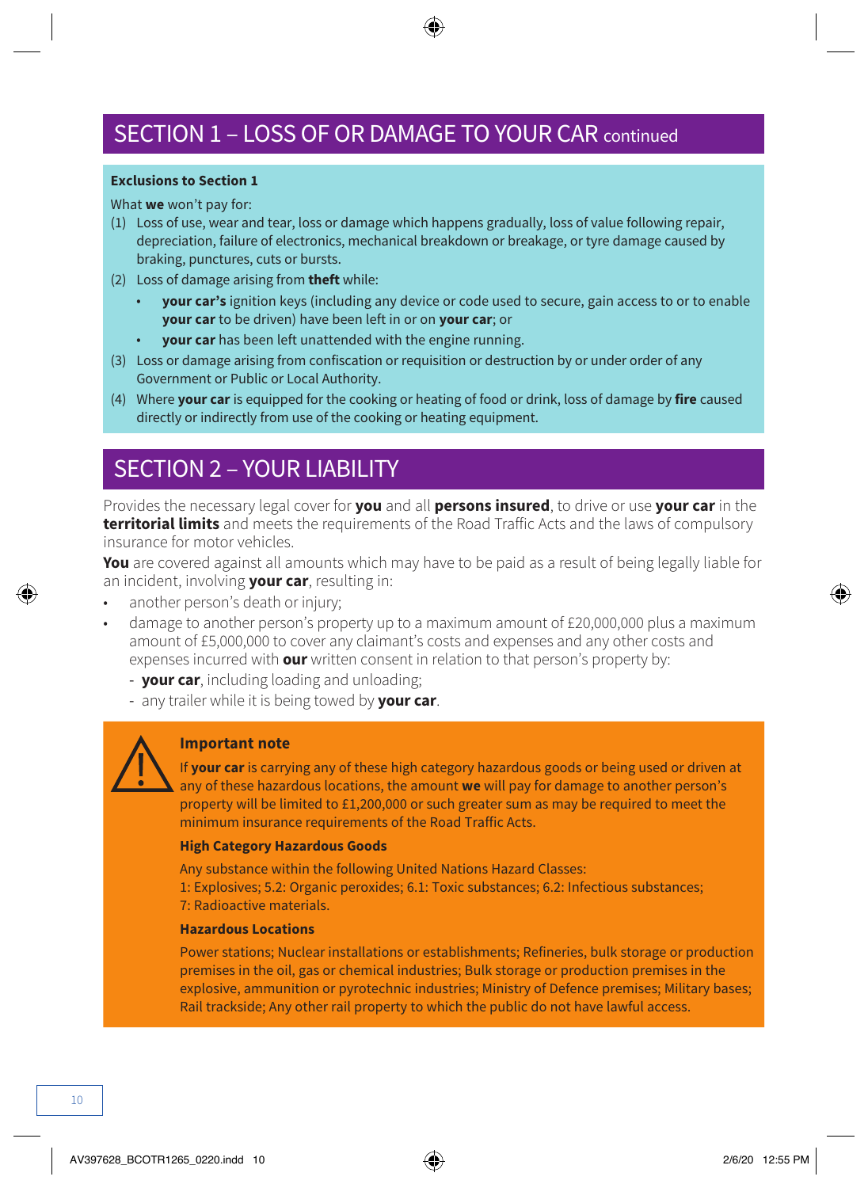## SECTION 1 – LOSS OF OR DAMAGE TO YOUR CAR continued

**Exclusions to Section 1**

What **we** won't pay for:

(1) Loss of use, wear and tear, loss or damage which happens gradually, loss of value following repair, depreciation, failure of electronics, mechanical breakdown or breakage, or tyre damage caused by braking, punctures, cuts or bursts.

(2) Loss of damage arising from **theft** while:
- **your car's** ignition keys (including any device or code used to secure, gain access to or to enable **your car** to be driven) have been left in or on **your car**; or
- **your car** has been left unattended with the engine running.

(3) Loss or damage arising from confiscation or requisition or destruction by or under order of any Government or Public or Local Authority.

(4) Where **your car** is equipped for the cooking or heating of food or drink, loss of damage by **fire** caused directly or indirectly from use of the cooking or heating equipment.

## SECTION 2 – YOUR LIABILITY

Provides the necessary legal cover for **you** and all **persons insured**, to drive or use **your car** in the **territorial limits** and meets the requirements of the Road Traffic Acts and the laws of compulsory insurance for motor vehicles.

**You** are covered against all amounts which may have to be paid as a result of being legally liable for an incident, involving **your car**, resulting in:

- another person's death or injury;
- damage to another person's property up to a maximum amount of £20,000,000 plus a maximum amount of £5,000,000 to cover any claimant's costs and expenses and any other costs and expenses incurred with **our** written consent in relation to that person's property by:
  - **your car**, including loading and unloading;
  - any trailer while it is being towed by **your car**.

**Important note**

If **your car** is carrying any of these high category hazardous goods or being used or driven at any of these hazardous locations, the amount **we** will pay for damage to another person's property will be limited to £1,200,000 or such greater sum as may be required to meet the minimum insurance requirements of the Road Traffic Acts.

**High Category Hazardous Goods**

Any substance within the following United Nations Hazard Classes:
1: Explosives; 5.2: Organic peroxides; 6.1: Toxic substances; 6.2: Infectious substances;
7: Radioactive materials.

**Hazardous Locations**

Power stations; Nuclear installations or establishments; Refineries, bulk storage or production premises in the oil, gas or chemical industries; Bulk storage or production premises in the explosive, ammunition or pyrotechnic industries; Ministry of Defence premises; Military bases; Rail trackside; Any other rail property to which the public do not have lawful access.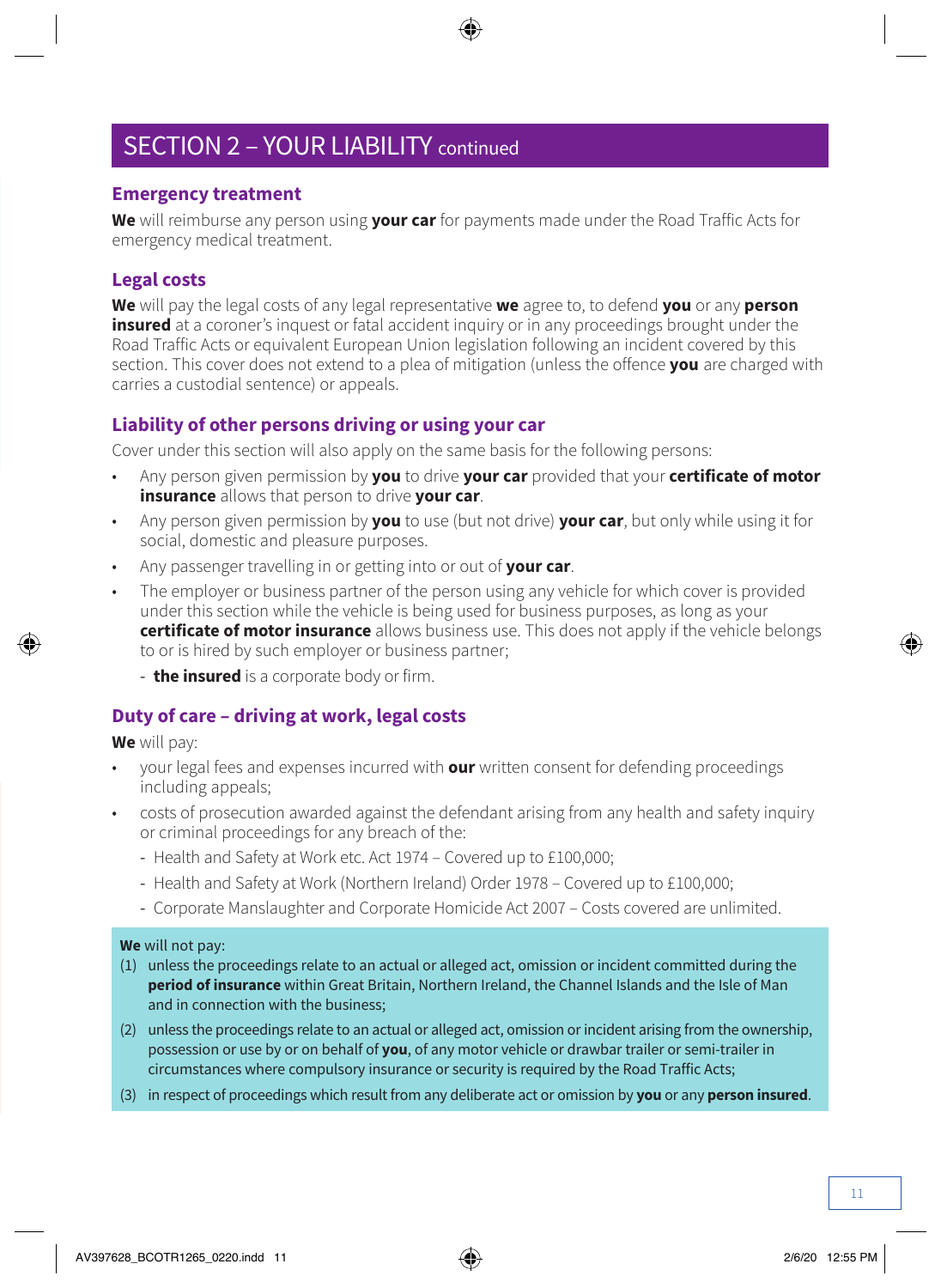# SECTION 2 – YOUR LIABILITY continued

## Emergency treatment

**We** will reimburse any person using **your car** for payments made under the Road Traffic Acts for emergency medical treatment.

## Legal costs

**We** will pay the legal costs of any legal representative **we** agree to, to defend **you** or any **person insured** at a coroner's inquest or fatal accident inquiry or in any proceedings brought under the Road Traffic Acts or equivalent European Union legislation following an incident covered by this section. This cover does not extend to a plea of mitigation (unless the offence **you** are charged with carries a custodial sentence) or appeals.

## Liability of other persons driving or using your car

Cover under this section will also apply on the same basis for the following persons:

- Any person given permission by **you** to drive **your car** provided that your **certificate of motor insurance** allows that person to drive **your car**.
- Any person given permission by **you** to use (but not drive) **your car**, but only while using it for social, domestic and pleasure purposes.
- Any passenger travelling in or getting into or out of **your car**.
- The employer or business partner of the person using any vehicle for which cover is provided under this section while the vehicle is being used for business purposes, as long as your **certificate of motor insurance** allows business use. This does not apply if the vehicle belongs to or is hired by such employer or business partner;
  - **the insured** is a corporate body or firm.

## Duty of care – driving at work, legal costs

**We** will pay:

- your legal fees and expenses incurred with **our** written consent for defending proceedings including appeals;
- costs of prosecution awarded against the defendant arising from any health and safety inquiry or criminal proceedings for any breach of the:
  - Health and Safety at Work etc. Act 1974 – Covered up to £100,000;
  - Health and Safety at Work (Northern Ireland) Order 1978 – Covered up to £100,000;
  - Corporate Manslaughter and Corporate Homicide Act 2007 – Costs covered are unlimited.

**We** will not pay:

(1) unless the proceedings relate to an actual or alleged act, omission or incident committed during the **period of insurance** within Great Britain, Northern Ireland, the Channel Islands and the Isle of Man and in connection with the business;

(2) unless the proceedings relate to an actual or alleged act, omission or incident arising from the ownership, possession or use by or on behalf of **you**, of any motor vehicle or drawbar trailer or semi-trailer in circumstances where compulsory insurance or security is required by the Road Traffic Acts;

(3) in respect of proceedings which result from any deliberate act or omission by **you** or any **person insured**.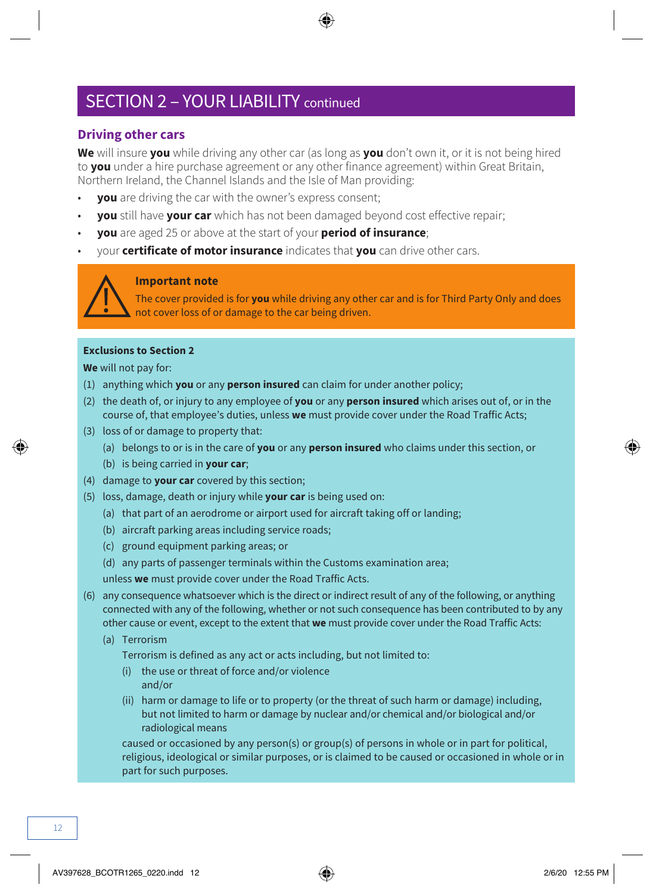# SECTION 2 – YOUR LIABILITY continued

## Driving other cars

**We** will insure **you** while driving any other car (as long as **you** don't own it, or it is not being hired to **you** under a hire purchase agreement or any other finance agreement) within Great Britain, Northern Ireland, the Channel Islands and the Isle of Man providing:

- **you** are driving the car with the owner's express consent;
- **you** still have **your car** which has not been damaged beyond cost effective repair;
- **you** are aged 25 or above at the start of your **period of insurance**;
- your **certificate of motor insurance** indicates that **you** can drive other cars.

**Important note**

The cover provided is for **you** while driving any other car and is for Third Party Only and does not cover loss of or damage to the car being driven.

**Exclusions to Section 2**

**We** will not pay for:

(1) anything which **you** or any **person insured** can claim for under another policy;

(2) the death of, or injury to any employee of **you** or any **person insured** which arises out of, or in the course of, that employee's duties, unless **we** must provide cover under the Road Traffic Acts;

(3) loss of or damage to property that:

  (a) belongs to or is in the care of **you** or any **person insured** who claims under this section, or

  (b) is being carried in **your car**;

(4) damage to **your car** covered by this section;

(5) loss, damage, death or injury while **your car** is being used on:

  (a) that part of an aerodrome or airport used for aircraft taking off or landing;

  (b) aircraft parking areas including service roads;

  (c) ground equipment parking areas; or

  (d) any parts of passenger terminals within the Customs examination area;

  unless **we** must provide cover under the Road Traffic Acts.

(6) any consequence whatsoever which is the direct or indirect result of any of the following, or anything connected with any of the following, whether or not such consequence has been contributed to by any other cause or event, except to the extent that **we** must provide cover under the Road Traffic Acts:

  (a) Terrorism

  Terrorism is defined as any act or acts including, but not limited to:

    (i) the use or threat of force and/or violence
    and/or

    (ii) harm or damage to life or to property (or the threat of such harm or damage) including, but not limited to harm or damage by nuclear and/or chemical and/or biological and/or radiological means

  caused or occasioned by any person(s) or group(s) of persons in whole or in part for political, religious, ideological or similar purposes, or is claimed to be caused or occasioned in whole or in part for such purposes.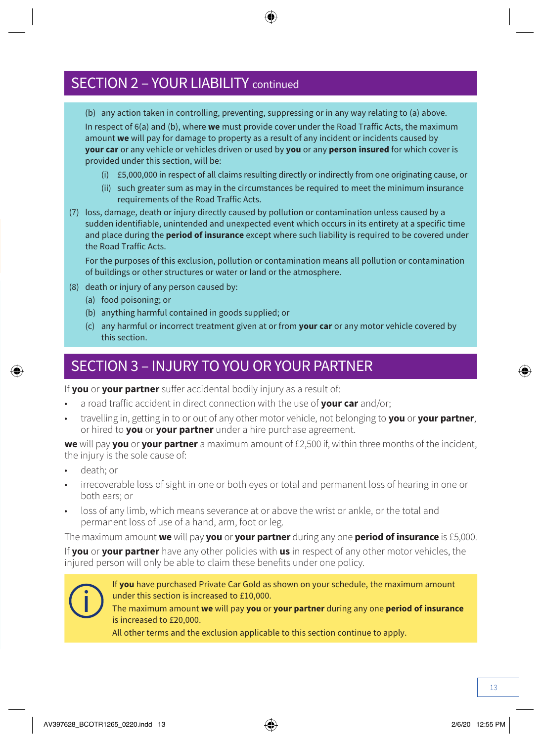## SECTION 2 – YOUR LIABILITY continued

(b) any action taken in controlling, preventing, suppressing or in any way relating to (a) above.

In respect of 6(a) and (b), where **we** must provide cover under the Road Traffic Acts, the maximum amount **we** will pay for damage to property as a result of any incident or incidents caused by **your car** or any vehicle or vehicles driven or used by **you** or any **person insured** for which cover is provided under this section, will be:

(i) £5,000,000 in respect of all claims resulting directly or indirectly from one originating cause, or

(ii) such greater sum as may in the circumstances be required to meet the minimum insurance requirements of the Road Traffic Acts.

(7) loss, damage, death or injury directly caused by pollution or contamination unless caused by a sudden identifiable, unintended and unexpected event which occurs in its entirety at a specific time and place during the **period of insurance** except where such liability is required to be covered under the Road Traffic Acts.

For the purposes of this exclusion, pollution or contamination means all pollution or contamination of buildings or other structures or water or land or the atmosphere.

(8) death or injury of any person caused by:

(a) food poisoning; or

(b) anything harmful contained in goods supplied; or

(c) any harmful or incorrect treatment given at or from **your car** or any motor vehicle covered by this section.

## SECTION 3 – INJURY TO YOU OR YOUR PARTNER

If **you** or **your partner** suffer accidental bodily injury as a result of:

- a road traffic accident in direct connection with the use of **your car** and/or;
- travelling in, getting in to or out of any other motor vehicle, not belonging to **you** or **your partner**, or hired to **you** or **your partner** under a hire purchase agreement.

**we** will pay **you** or **your partner** a maximum amount of £2,500 if, within three months of the incident, the injury is the sole cause of:

- death; or
- irrecoverable loss of sight in one or both eyes or total and permanent loss of hearing in one or both ears; or
- loss of any limb, which means severance at or above the wrist or ankle, or the total and permanent loss of use of a hand, arm, foot or leg.

The maximum amount **we** will pay **you** or **your partner** during any one **period of insurance** is £5,000.

If **you** or **your partner** have any other policies with **us** in respect of any other motor vehicles, the injured person will only be able to claim these benefits under one policy.

If **you** have purchased Private Car Gold as shown on your schedule, the maximum amount under this section is increased to £10,000.

The maximum amount **we** will pay **you** or **your partner** during any one **period of insurance** is increased to £20,000.

All other terms and the exclusion applicable to this section continue to apply.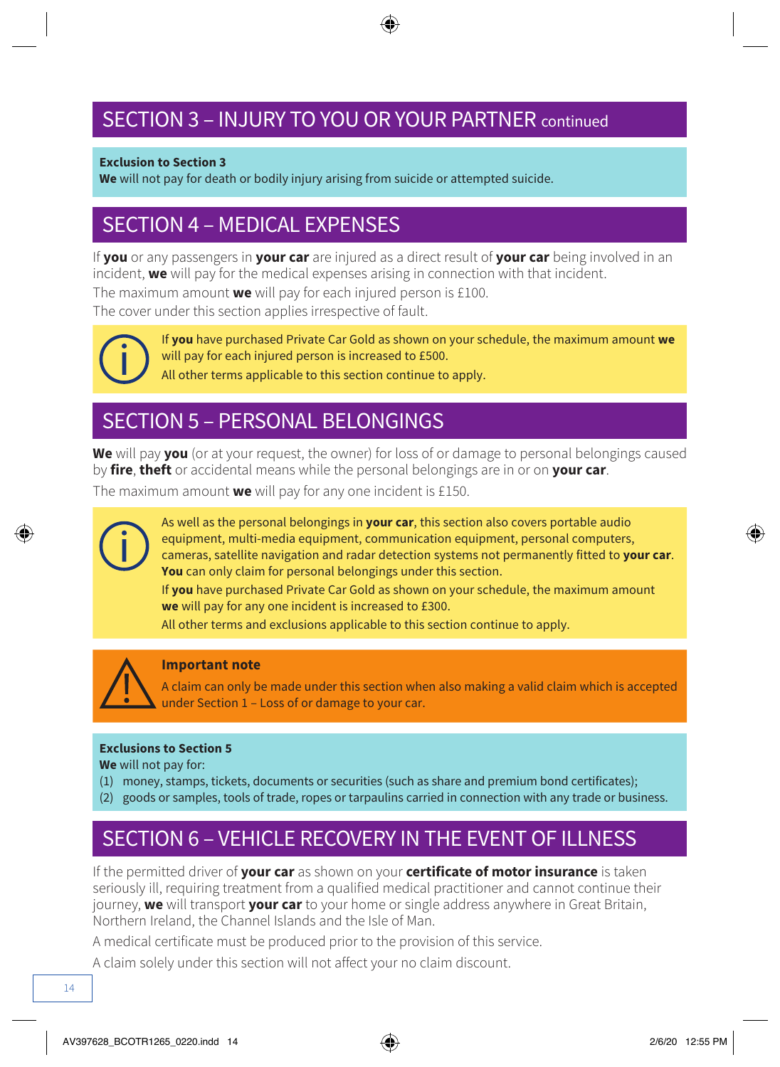## SECTION 3 – INJURY TO YOU OR YOUR PARTNER continued

**Exclusion to Section 3**

**We** will not pay for death or bodily injury arising from suicide or attempted suicide.

## SECTION 4 – MEDICAL EXPENSES

If **you** or any passengers in **your car** are injured as a direct result of **your car** being involved in an incident, **we** will pay for the medical expenses arising in connection with that incident.

The maximum amount **we** will pay for each injured person is £100.

The cover under this section applies irrespective of fault.

If **you** have purchased Private Car Gold as shown on your schedule, the maximum amount **we** will pay for each injured person is increased to £500.

All other terms applicable to this section continue to apply.

## SECTION 5 – PERSONAL BELONGINGS

**We** will pay **you** (or at your request, the owner) for loss of or damage to personal belongings caused by **fire**, **theft** or accidental means while the personal belongings are in or on **your car**.

The maximum amount **we** will pay for any one incident is £150.

As well as the personal belongings in **your car**, this section also covers portable audio equipment, multi-media equipment, communication equipment, personal computers, cameras, satellite navigation and radar detection systems not permanently fitted to **your car**. **You** can only claim for personal belongings under this section.

If **you** have purchased Private Car Gold as shown on your schedule, the maximum amount **we** will pay for any one incident is increased to £300.

All other terms and exclusions applicable to this section continue to apply.

**Important note**

A claim can only be made under this section when also making a valid claim which is accepted under Section 1 – Loss of or damage to your car.

**Exclusions to Section 5**

**We** will not pay for:

(1) money, stamps, tickets, documents or securities (such as share and premium bond certificates);

(2) goods or samples, tools of trade, ropes or tarpaulins carried in connection with any trade or business.

## SECTION 6 – VEHICLE RECOVERY IN THE EVENT OF ILLNESS

If the permitted driver of **your car** as shown on your **certificate of motor insurance** is taken seriously ill, requiring treatment from a qualified medical practitioner and cannot continue their journey, **we** will transport **your car** to your home or single address anywhere in Great Britain, Northern Ireland, the Channel Islands and the Isle of Man.

A medical certificate must be produced prior to the provision of this service.

A claim solely under this section will not affect your no claim discount.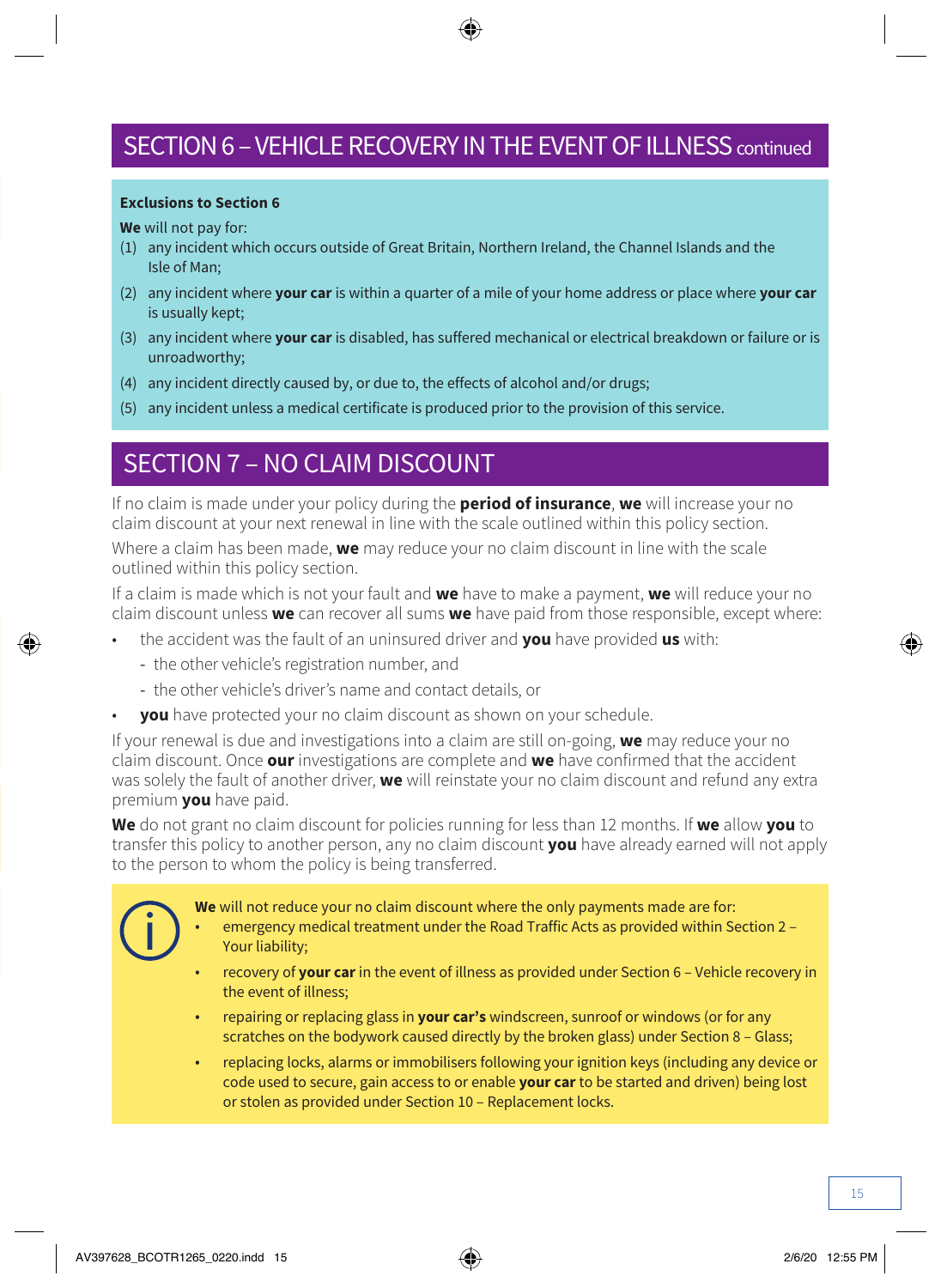## SECTION 6 – VEHICLE RECOVERY IN THE EVENT OF ILLNESS continued

**Exclusions to Section 6**

**We** will not pay for:

(1) any incident which occurs outside of Great Britain, Northern Ireland, the Channel Islands and the Isle of Man;

(2) any incident where **your car** is within a quarter of a mile of your home address or place where **your car** is usually kept;

(3) any incident where **your car** is disabled, has suffered mechanical or electrical breakdown or failure or is unroadworthy;

(4) any incident directly caused by, or due to, the effects of alcohol and/or drugs;

(5) any incident unless a medical certificate is produced prior to the provision of this service.

## SECTION 7 – NO CLAIM DISCOUNT

If no claim is made under your policy during the **period of insurance**, **we** will increase your no claim discount at your next renewal in line with the scale outlined within this policy section.

Where a claim has been made, **we** may reduce your no claim discount in line with the scale outlined within this policy section.

If a claim is made which is not your fault and **we** have to make a payment, **we** will reduce your no claim discount unless **we** can recover all sums **we** have paid from those responsible, except where:

- the accident was the fault of an uninsured driver and **you** have provided **us** with:
  - the other vehicle's registration number, and
  - the other vehicle's driver's name and contact details, or
- **you** have protected your no claim discount as shown on your schedule.

If your renewal is due and investigations into a claim are still on-going, **we** may reduce your no claim discount. Once **our** investigations are complete and **we** have confirmed that the accident was solely the fault of another driver, **we** will reinstate your no claim discount and refund any extra premium **you** have paid.

**We** do not grant no claim discount for policies running for less than 12 months. If **we** allow **you** to transfer this policy to another person, any no claim discount **you** have already earned will not apply to the person to whom the policy is being transferred.

**We** will not reduce your no claim discount where the only payments made are for:

- emergency medical treatment under the Road Traffic Acts as provided within Section 2 – Your liability;
- recovery of **your car** in the event of illness as provided under Section 6 – Vehicle recovery in the event of illness;
- repairing or replacing glass in **your car's** windscreen, sunroof or windows (or for any scratches on the bodywork caused directly by the broken glass) under Section 8 – Glass;
- replacing locks, alarms or immobilisers following your ignition keys (including any device or code used to secure, gain access to or enable **your car** to be started and driven) being lost or stolen as provided under Section 10 – Replacement locks.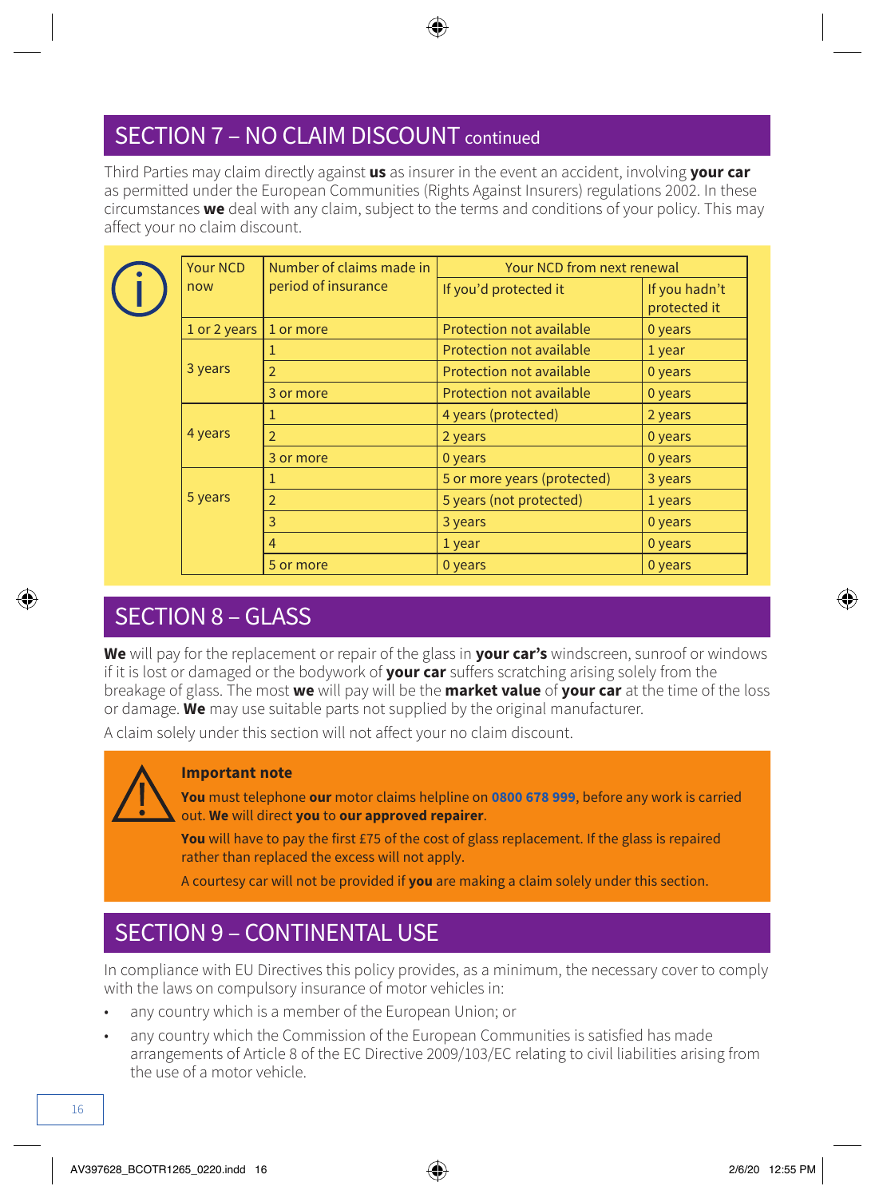## SECTION 7 – NO CLAIM DISCOUNT continued

Third Parties may claim directly against **us** as insurer in the event an accident, involving **your car** as permitted under the European Communities (Rights Against Insurers) regulations 2002. In these circumstances **we** deal with any claim, subject to the terms and conditions of your policy. This may affect your no claim discount.

| Your NCD now | Number of claims made in period of insurance | Your NCD from next renewal | |
|---|---|---|---|
| | | If you'd protected it | If you hadn't protected it |
| 1 or 2 years | 1 or more | Protection not available | 0 years |
| 3 years | 1 | Protection not available | 1 year |
| | 2 | Protection not available | 0 years |
| | 3 or more | Protection not available | 0 years |
| 4 years | 1 | 4 years (protected) | 2 years |
| | 2 | 2 years | 0 years |
| | 3 or more | 0 years | 0 years |
| 5 years | 1 | 5 or more years (protected) | 3 years |
| | 2 | 5 years (not protected) | 1 years |
| | 3 | 3 years | 0 years |
| | 4 | 1 year | 0 years |
| | 5 or more | 0 years | 0 years |

## SECTION 8 – GLASS

**We** will pay for the replacement or repair of the glass in **your car's** windscreen, sunroof or windows if it is lost or damaged or the bodywork of **your car** suffers scratching arising solely from the breakage of glass. The most **we** will pay will be the **market value** of **your car** at the time of the loss or damage. **We** may use suitable parts not supplied by the original manufacturer.

A claim solely under this section will not affect your no claim discount.

**Important note**

**You** must telephone **our** motor claims helpline on **0800 678 999**, before any work is carried out. **We** will direct **you** to **our approved repairer**.

**You** will have to pay the first £75 of the cost of glass replacement. If the glass is repaired rather than replaced the excess will not apply.

A courtesy car will not be provided if **you** are making a claim solely under this section.

## SECTION 9 – CONTINENTAL USE

In compliance with EU Directives this policy provides, as a minimum, the necessary cover to comply with the laws on compulsory insurance of motor vehicles in:

- any country which is a member of the European Union; or
- any country which the Commission of the European Communities is satisfied has made arrangements of Article 8 of the EC Directive 2009/103/EC relating to civil liabilities arising from the use of a motor vehicle.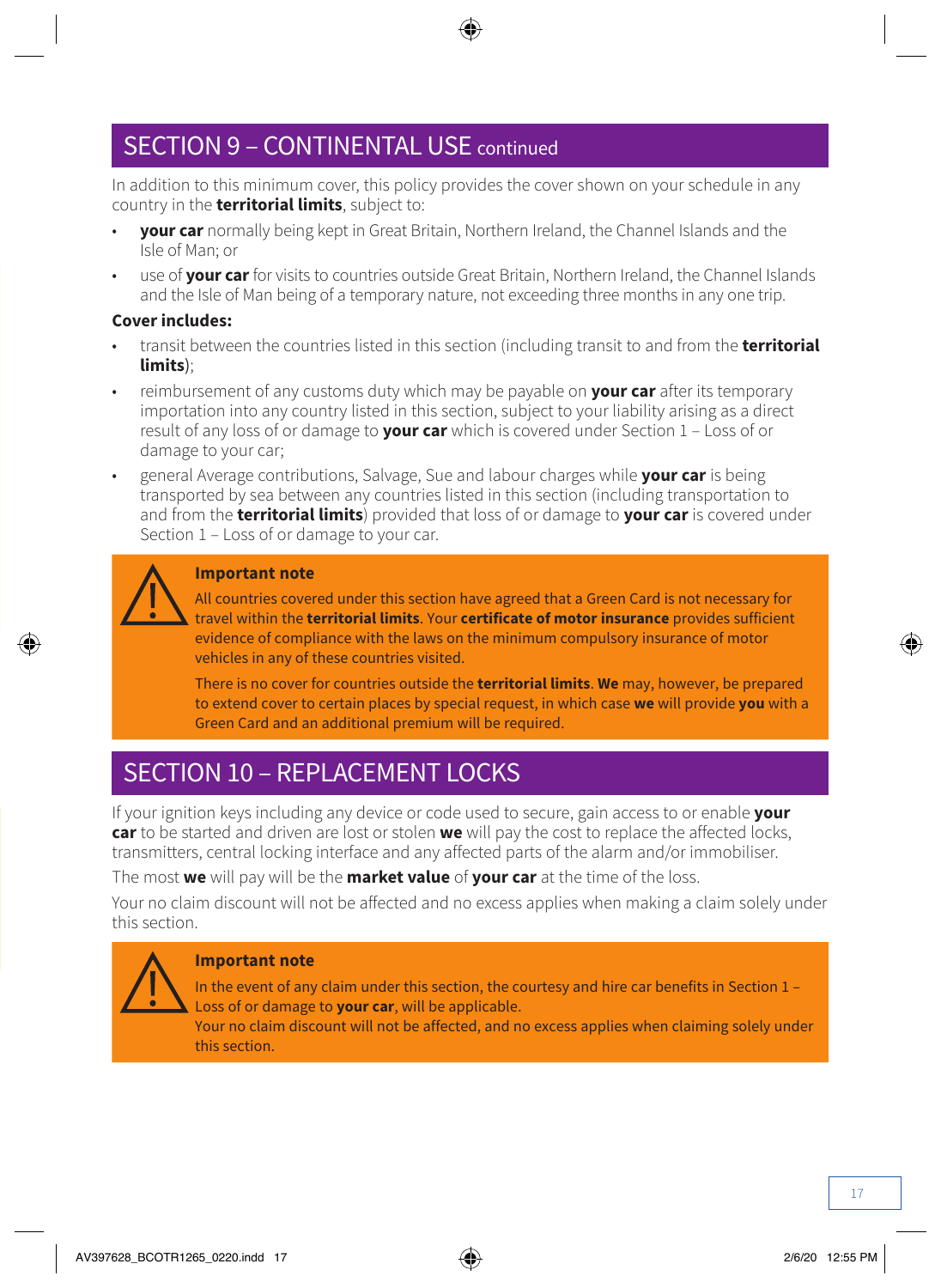## SECTION 9 – CONTINENTAL USE continued

In addition to this minimum cover, this policy provides the cover shown on your schedule in any country in the **territorial limits**, subject to:

- **your car** normally being kept in Great Britain, Northern Ireland, the Channel Islands and the Isle of Man; or
- use of **your car** for visits to countries outside Great Britain, Northern Ireland, the Channel Islands and the Isle of Man being of a temporary nature, not exceeding three months in any one trip.

**Cover includes:**

- transit between the countries listed in this section (including transit to and from the **territorial limits**);
- reimbursement of any customs duty which may be payable on **your car** after its temporary importation into any country listed in this section, subject to your liability arising as a direct result of any loss of or damage to **your car** which is covered under Section 1 – Loss of or damage to your car;
- general Average contributions, Salvage, Sue and labour charges while **your car** is being transported by sea between any countries listed in this section (including transportation to and from the **territorial limits**) provided that loss of or damage to **your car** is covered under Section 1 – Loss of or damage to your car.

**Important note**

All countries covered under this section have agreed that a Green Card is not necessary for travel within the **territorial limits**. Your **certificate of motor insurance** provides sufficient evidence of compliance with the laws on the minimum compulsory insurance of motor vehicles in any of these countries visited.

There is no cover for countries outside the **territorial limits**. **We** may, however, be prepared to extend cover to certain places by special request, in which case **we** will provide **you** with a Green Card and an additional premium will be required.

## SECTION 10 – REPLACEMENT LOCKS

If your ignition keys including any device or code used to secure, gain access to or enable **your car** to be started and driven are lost or stolen **we** will pay the cost to replace the affected locks, transmitters, central locking interface and any affected parts of the alarm and/or immobiliser.

The most **we** will pay will be the **market value** of **your car** at the time of the loss.

Your no claim discount will not be affected and no excess applies when making a claim solely under this section.

**Important note**

In the event of any claim under this section, the courtesy and hire car benefits in Section 1 – Loss of or damage to **your car**, will be applicable.
Your no claim discount will not be affected, and no excess applies when claiming solely under this section.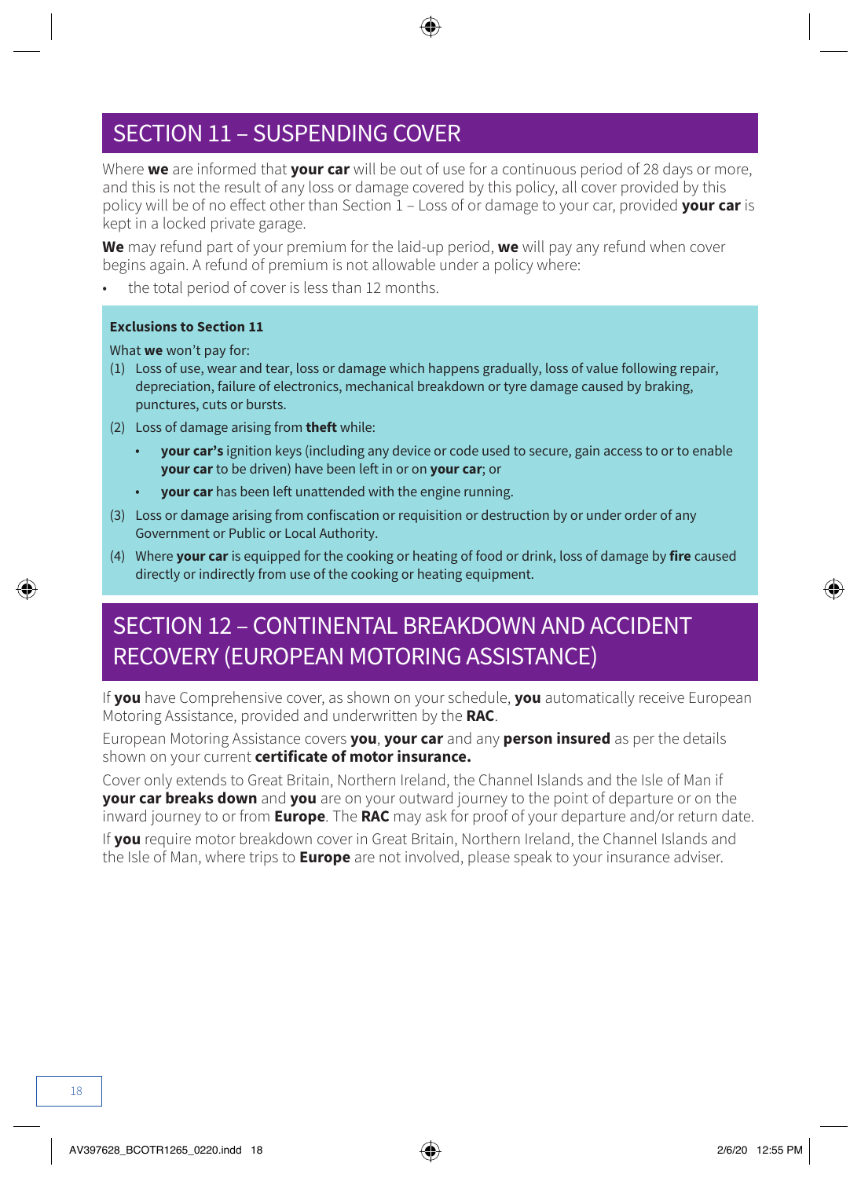# SECTION 11 – SUSPENDING COVER

Where **we** are informed that **your car** will be out of use for a continuous period of 28 days or more, and this is not the result of any loss or damage covered by this policy, all cover provided by this policy will be of no effect other than Section 1 – Loss of or damage to your car, provided **your car** is kept in a locked private garage.

**We** may refund part of your premium for the laid-up period, **we** will pay any refund when cover begins again. A refund of premium is not allowable under a policy where:

- the total period of cover is less than 12 months.

**Exclusions to Section 11**

What **we** won't pay for:

(1) Loss of use, wear and tear, loss or damage which happens gradually, loss of value following repair, depreciation, failure of electronics, mechanical breakdown or tyre damage caused by braking, punctures, cuts or bursts.

(2) Loss of damage arising from **theft** while:
- **your car's** ignition keys (including any device or code used to secure, gain access to or to enable **your car** to be driven) have been left in or on **your car**; or
- **your car** has been left unattended with the engine running.

(3) Loss or damage arising from confiscation or requisition or destruction by or under order of any Government or Public or Local Authority.

(4) Where **your car** is equipped for the cooking or heating of food or drink, loss of damage by **fire** caused directly or indirectly from use of the cooking or heating equipment.

# SECTION 12 – CONTINENTAL BREAKDOWN AND ACCIDENT RECOVERY (EUROPEAN MOTORING ASSISTANCE)

If **you** have Comprehensive cover, as shown on your schedule, **you** automatically receive European Motoring Assistance, provided and underwritten by the **RAC**.

European Motoring Assistance covers **you**, **your car** and any **person insured** as per the details shown on your current **certificate of motor insurance.**

Cover only extends to Great Britain, Northern Ireland, the Channel Islands and the Isle of Man if **your car breaks down** and **you** are on your outward journey to the point of departure or on the inward journey to or from **Europe**. The **RAC** may ask for proof of your departure and/or return date.

If **you** require motor breakdown cover in Great Britain, Northern Ireland, the Channel Islands and the Isle of Man, where trips to **Europe** are not involved, please speak to your insurance adviser.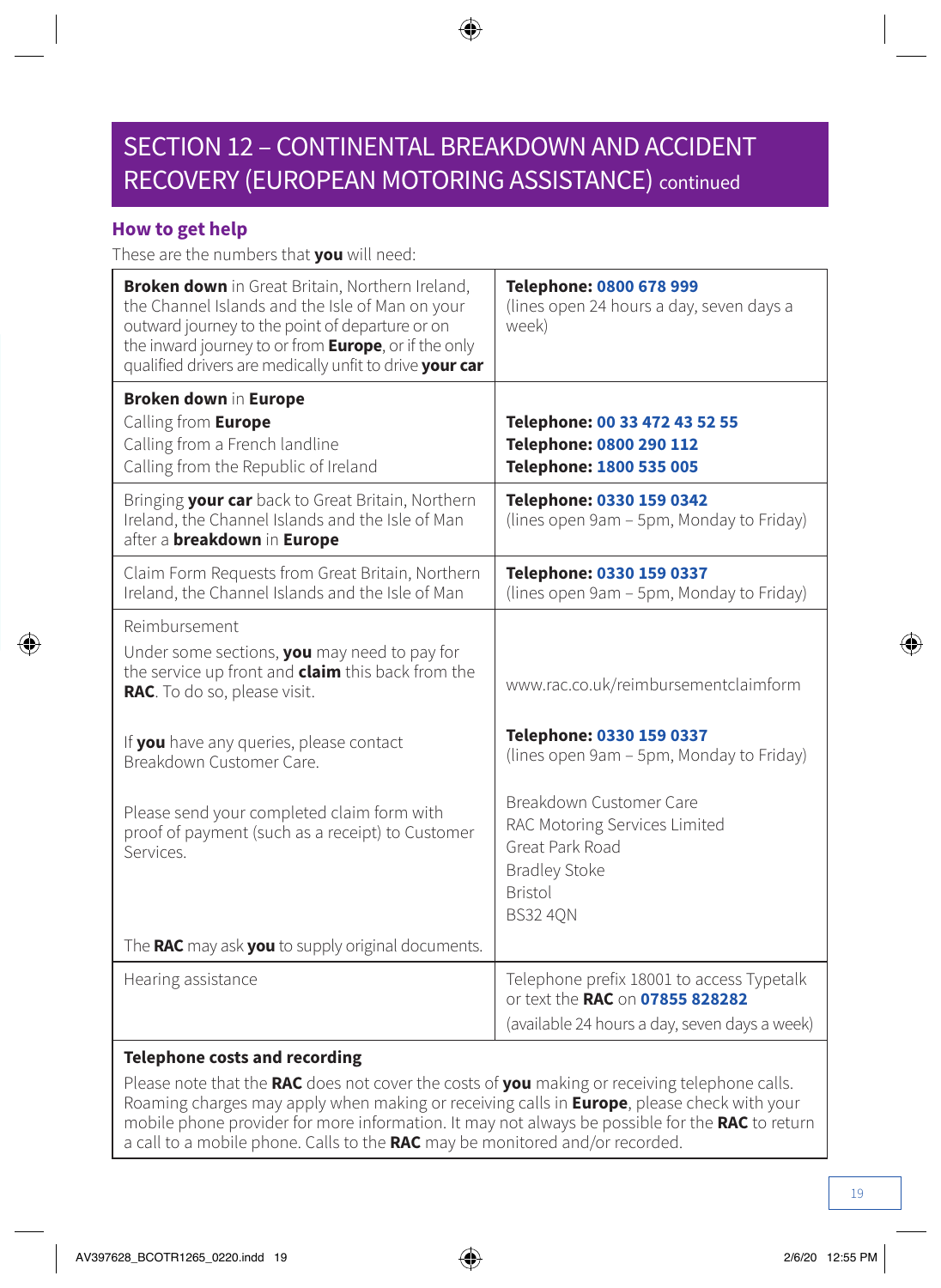# SECTION 12 – CONTINENTAL BREAKDOWN AND ACCIDENT RECOVERY (EUROPEAN MOTORING ASSISTANCE) continued

## How to get help

These are the numbers that **you** will need:

| | |
|---|---|
| **Broken down** in Great Britain, Northern Ireland, the Channel Islands and the Isle of Man on your outward journey to the point of departure or on the inward journey to or from **Europe**, or if the only qualified drivers are medically unfit to drive **your car** | **Telephone: 0800 678 999**<br>(lines open 24 hours a day, seven days a week) |
| **Broken down** in **Europe**<br>Calling from **Europe**<br>Calling from a French landline<br>Calling from the Republic of Ireland | <br>**Telephone: 00 33 472 43 52 55**<br>**Telephone: 0800 290 112**<br>**Telephone: 1800 535 005** |
| Bringing **your car** back to Great Britain, Northern Ireland, the Channel Islands and the Isle of Man after a **breakdown** in **Europe** | **Telephone: 0330 159 0342**<br>(lines open 9am – 5pm, Monday to Friday) |
| Claim Form Requests from Great Britain, Northern Ireland, the Channel Islands and the Isle of Man | **Telephone: 0330 159 0337**<br>(lines open 9am – 5pm, Monday to Friday) |
| Reimbursement<br>Under some sections, **you** may need to pay for the service up front and **claim** this back from the **RAC**. To do so, please visit. | www.rac.co.uk/reimbursementclaimform |
| If **you** have any queries, please contact Breakdown Customer Care. | **Telephone: 0330 159 0337**<br>(lines open 9am – 5pm, Monday to Friday) |
| Please send your completed claim form with proof of payment (such as a receipt) to Customer Services.<br><br>The **RAC** may ask **you** to supply original documents. | Breakdown Customer Care<br>RAC Motoring Services Limited<br>Great Park Road<br>Bradley Stoke<br>Bristol<br>BS32 4QN |
| Hearing assistance | Telephone prefix 18001 to access Typetalk or text the **RAC** on **07855 828282**<br>(available 24 hours a day, seven days a week) |

**Telephone costs and recording**

Please note that the **RAC** does not cover the costs of **you** making or receiving telephone calls. Roaming charges may apply when making or receiving calls in **Europe**, please check with your mobile phone provider for more information. It may not always be possible for the **RAC** to return a call to a mobile phone. Calls to the **RAC** may be monitored and/or recorded.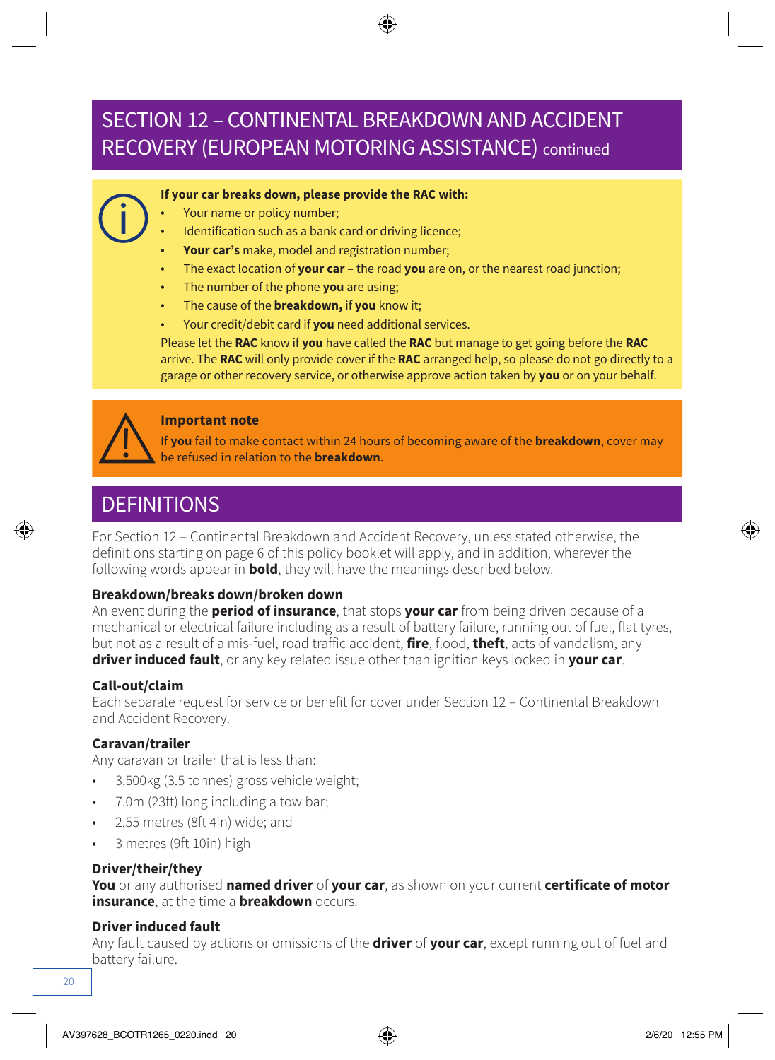# SECTION 12 – CONTINENTAL BREAKDOWN AND ACCIDENT RECOVERY (EUROPEAN MOTORING ASSISTANCE) continued

**If your car breaks down, please provide the RAC with:**

- Your name or policy number;
- Identification such as a bank card or driving licence;
- **Your car's** make, model and registration number;
- The exact location of **your car** – the road **you** are on, or the nearest road junction;
- The number of the phone **you** are using;
- The cause of the **breakdown,** if **you** know it;
- Your credit/debit card if **you** need additional services.

Please let the **RAC** know if **you** have called the **RAC** but manage to get going before the **RAC** arrive. The **RAC** will only provide cover if the **RAC** arranged help, so please do not go directly to a garage or other recovery service, or otherwise approve action taken by **you** or on your behalf.

**Important note**

If **you** fail to make contact within 24 hours of becoming aware of the **breakdown**, cover may be refused in relation to the **breakdown**.

## DEFINITIONS

For Section 12 – Continental Breakdown and Accident Recovery, unless stated otherwise, the definitions starting on page 6 of this policy booklet will apply, and in addition, wherever the following words appear in **bold**, they will have the meanings described below.

**Breakdown/breaks down/broken down**
An event during the **period of insurance**, that stops **your car** from being driven because of a mechanical or electrical failure including as a result of battery failure, running out of fuel, flat tyres, but not as a result of a mis-fuel, road traffic accident, **fire**, flood, **theft**, acts of vandalism, any **driver induced fault**, or any key related issue other than ignition keys locked in **your car**.

**Call-out/claim**
Each separate request for service or benefit for cover under Section 12 – Continental Breakdown and Accident Recovery.

**Caravan/trailer**
Any caravan or trailer that is less than:

- 3,500kg (3.5 tonnes) gross vehicle weight;
- 7.0m (23ft) long including a tow bar;
- 2.55 metres (8ft 4in) wide; and
- 3 metres (9ft 10in) high

**Driver/their/they**
**You** or any authorised **named driver** of **your car**, as shown on your current **certificate of motor insurance**, at the time a **breakdown** occurs.

**Driver induced fault**
Any fault caused by actions or omissions of the **driver** of **your car**, except running out of fuel and battery failure.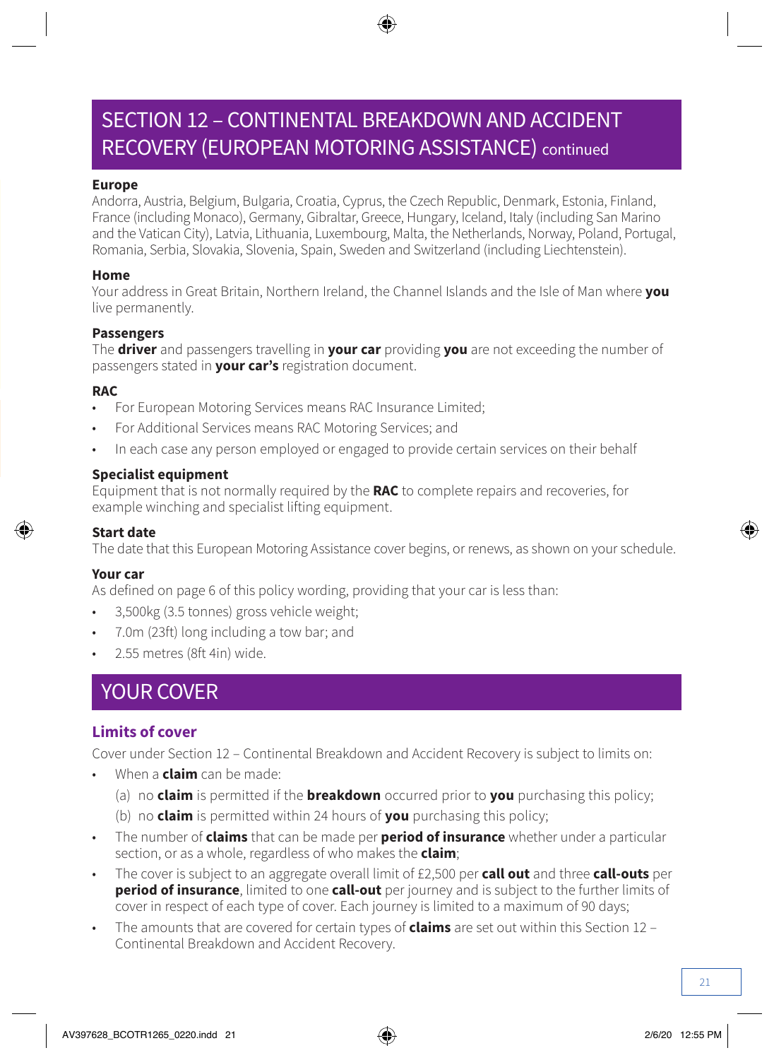## SECTION 12 – CONTINENTAL BREAKDOWN AND ACCIDENT RECOVERY (EUROPEAN MOTORING ASSISTANCE) continued

**Europe**
Andorra, Austria, Belgium, Bulgaria, Croatia, Cyprus, the Czech Republic, Denmark, Estonia, Finland, France (including Monaco), Germany, Gibraltar, Greece, Hungary, Iceland, Italy (including San Marino and the Vatican City), Latvia, Lithuania, Luxembourg, Malta, the Netherlands, Norway, Poland, Portugal, Romania, Serbia, Slovakia, Slovenia, Spain, Sweden and Switzerland (including Liechtenstein).

**Home**
Your address in Great Britain, Northern Ireland, the Channel Islands and the Isle of Man where **you** live permanently.

**Passengers**
The **driver** and passengers travelling in **your car** providing **you** are not exceeding the number of passengers stated in **your car's** registration document.

**RAC**

- For European Motoring Services means RAC Insurance Limited;
- For Additional Services means RAC Motoring Services; and
- In each case any person employed or engaged to provide certain services on their behalf

**Specialist equipment**
Equipment that is not normally required by the **RAC** to complete repairs and recoveries, for example winching and specialist lifting equipment.

**Start date**
The date that this European Motoring Assistance cover begins, or renews, as shown on your schedule.

**Your car**
As defined on page 6 of this policy wording, providing that your car is less than:

- 3,500kg (3.5 tonnes) gross vehicle weight;
- 7.0m (23ft) long including a tow bar; and
- 2.55 metres (8ft 4in) wide.

## YOUR COVER

### Limits of cover

Cover under Section 12 – Continental Breakdown and Accident Recovery is subject to limits on:

- When a **claim** can be made:
  - (a) no **claim** is permitted if the **breakdown** occurred prior to **you** purchasing this policy;
  - (b) no **claim** is permitted within 24 hours of **you** purchasing this policy;
- The number of **claims** that can be made per **period of insurance** whether under a particular section, or as a whole, regardless of who makes the **claim**;
- The cover is subject to an aggregate overall limit of £2,500 per **call out** and three **call-outs** per **period of insurance**, limited to one **call-out** per journey and is subject to the further limits of cover in respect of each type of cover. Each journey is limited to a maximum of 90 days;
- The amounts that are covered for certain types of **claims** are set out within this Section 12 – Continental Breakdown and Accident Recovery.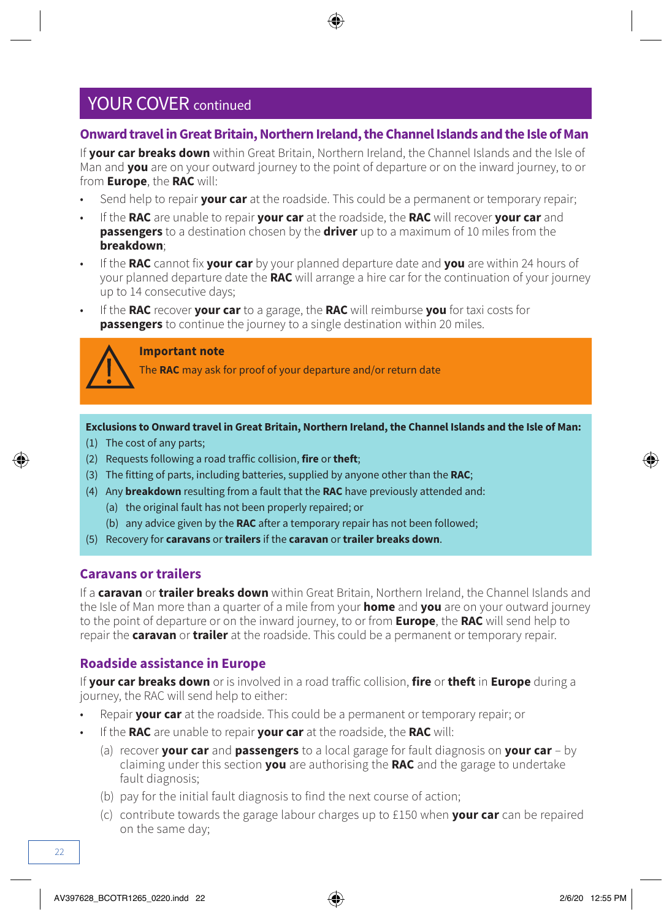# YOUR COVER continued

## Onward travel in Great Britain, Northern Ireland, the Channel Islands and the Isle of Man

If **your car breaks down** within Great Britain, Northern Ireland, the Channel Islands and the Isle of Man and **you** are on your outward journey to the point of departure or on the inward journey, to or from **Europe**, the **RAC** will:

- Send help to repair **your car** at the roadside. This could be a permanent or temporary repair;
- If the **RAC** are unable to repair **your car** at the roadside, the **RAC** will recover **your car** and **passengers** to a destination chosen by the **driver** up to a maximum of 10 miles from the **breakdown**;
- If the **RAC** cannot fix **your car** by your planned departure date and **you** are within 24 hours of your planned departure date the **RAC** will arrange a hire car for the continuation of your journey up to 14 consecutive days;
- If the **RAC** recover **your car** to a garage, the **RAC** will reimburse **you** for taxi costs for **passengers** to continue the journey to a single destination within 20 miles.

**Important note**

The **RAC** may ask for proof of your departure and/or return date

**Exclusions to Onward travel in Great Britain, Northern Ireland, the Channel Islands and the Isle of Man:**

(1) The cost of any parts;

(2) Requests following a road traffic collision, **fire** or **theft**;

(3) The fitting of parts, including batteries, supplied by anyone other than the **RAC**;

(4) Any **breakdown** resulting from a fault that the **RAC** have previously attended and:

  (a) the original fault has not been properly repaired; or

  (b) any advice given by the **RAC** after a temporary repair has not been followed;

(5) Recovery for **caravans** or **trailers** if the **caravan** or **trailer breaks down**.

## Caravans or trailers

If a **caravan** or **trailer breaks down** within Great Britain, Northern Ireland, the Channel Islands and the Isle of Man more than a quarter of a mile from your **home** and **you** are on your outward journey to the point of departure or on the inward journey, to or from **Europe**, the **RAC** will send help to repair the **caravan** or **trailer** at the roadside. This could be a permanent or temporary repair.

## Roadside assistance in Europe

If **your car breaks down** or is involved in a road traffic collision, **fire** or **theft** in **Europe** during a journey, the RAC will send help to either:

- Repair **your car** at the roadside. This could be a permanent or temporary repair; or
- If the **RAC** are unable to repair **your car** at the roadside, the **RAC** will:
  (a) recover **your car** and **passengers** to a local garage for fault diagnosis on **your car** – by claiming under this section **you** are authorising the **RAC** and the garage to undertake fault diagnosis;
  (b) pay for the initial fault diagnosis to find the next course of action;
  (c) contribute towards the garage labour charges up to £150 when **your car** can be repaired on the same day;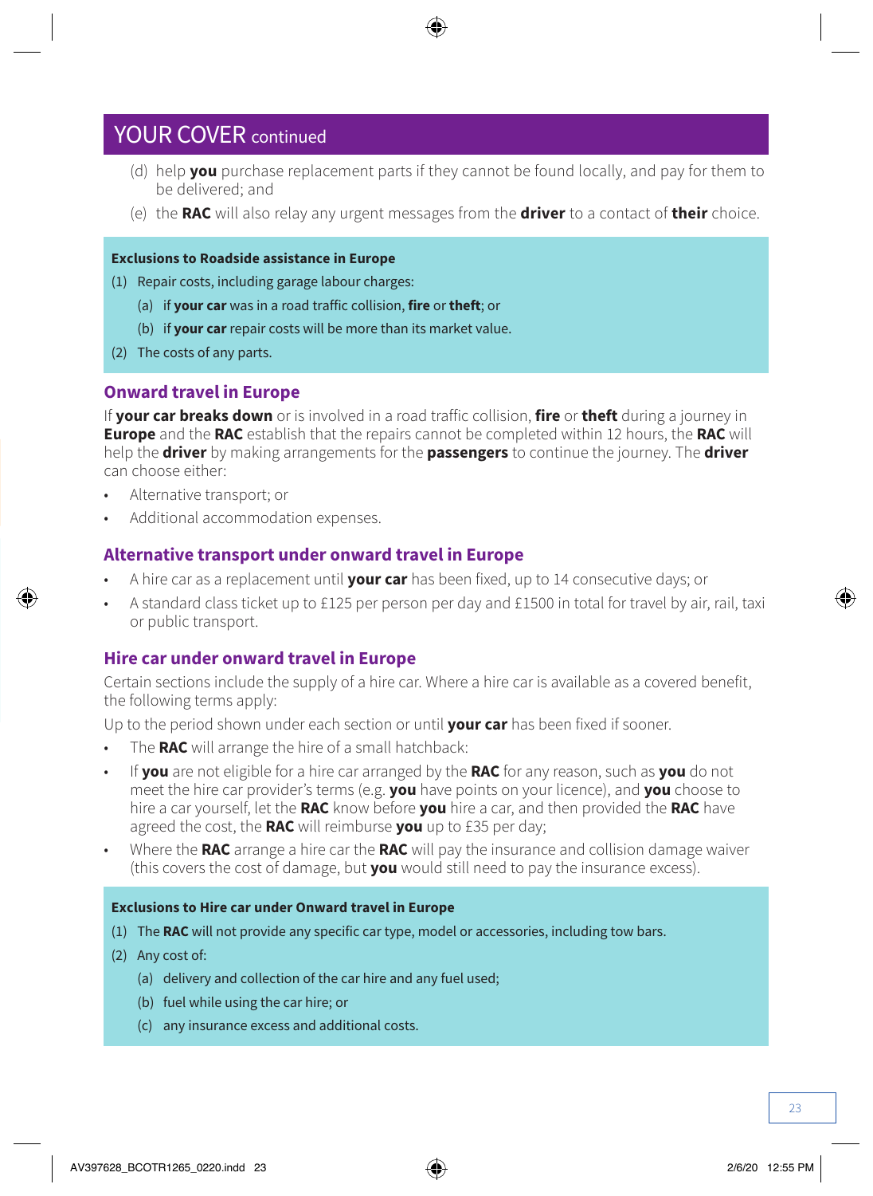## YOUR COVER continued

(d) help **you** purchase replacement parts if they cannot be found locally, and pay for them to be delivered; and

(e) the **RAC** will also relay any urgent messages from the **driver** to a contact of **their** choice.

**Exclusions to Roadside assistance in Europe**

(1) Repair costs, including garage labour charges:

(a) if **your car** was in a road traffic collision, **fire** or **theft**; or

(b) if **your car** repair costs will be more than its market value.

(2) The costs of any parts.

### Onward travel in Europe

If **your car breaks down** or is involved in a road traffic collision, **fire** or **theft** during a journey in **Europe** and the **RAC** establish that the repairs cannot be completed within 12 hours, the **RAC** will help the **driver** by making arrangements for the **passengers** to continue the journey. The **driver** can choose either:

- Alternative transport; or
- Additional accommodation expenses.

### Alternative transport under onward travel in Europe

- A hire car as a replacement until **your car** has been fixed, up to 14 consecutive days; or
- A standard class ticket up to £125 per person per day and £1500 in total for travel by air, rail, taxi or public transport.

### Hire car under onward travel in Europe

Certain sections include the supply of a hire car. Where a hire car is available as a covered benefit, the following terms apply:

Up to the period shown under each section or until **your car** has been fixed if sooner.

- The **RAC** will arrange the hire of a small hatchback:
- If **you** are not eligible for a hire car arranged by the **RAC** for any reason, such as **you** do not meet the hire car provider's terms (e.g. **you** have points on your licence), and **you** choose to hire a car yourself, let the **RAC** know before **you** hire a car, and then provided the **RAC** have agreed the cost, the **RAC** will reimburse **you** up to £35 per day;
- Where the **RAC** arrange a hire car the **RAC** will pay the insurance and collision damage waiver (this covers the cost of damage, but **you** would still need to pay the insurance excess).

**Exclusions to Hire car under Onward travel in Europe**

(1) The **RAC** will not provide any specific car type, model or accessories, including tow bars.

(2) Any cost of:

(a) delivery and collection of the car hire and any fuel used;

(b) fuel while using the car hire; or

(c) any insurance excess and additional costs.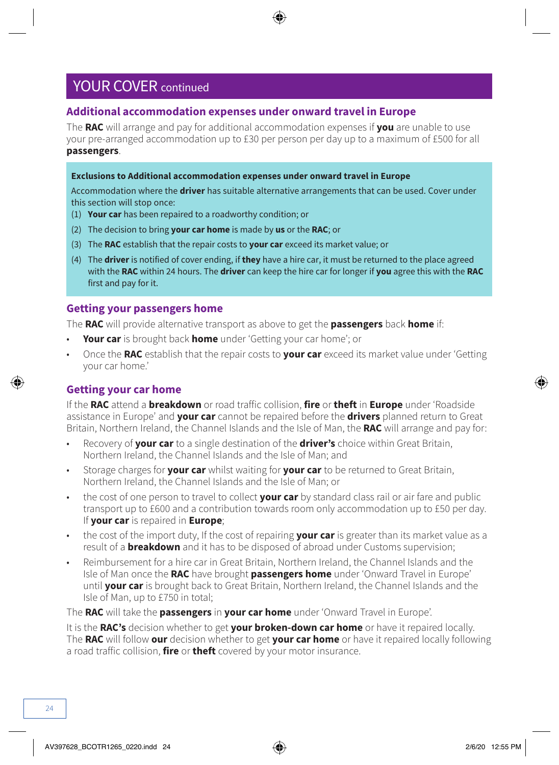## YOUR COVER continued

### Additional accommodation expenses under onward travel in Europe

The **RAC** will arrange and pay for additional accommodation expenses if **you** are unable to use your pre-arranged accommodation up to £30 per person per day up to a maximum of £500 for all **passengers**.

**Exclusions to Additional accommodation expenses under onward travel in Europe**

Accommodation where the **driver** has suitable alternative arrangements that can be used. Cover under this section will stop once:

(1) **Your car** has been repaired to a roadworthy condition; or

(2) The decision to bring **your car home** is made by **us** or the **RAC**; or

(3) The **RAC** establish that the repair costs to **your car** exceed its market value; or

(4) The **driver** is notified of cover ending, if **they** have a hire car, it must be returned to the place agreed with the **RAC** within 24 hours. The **driver** can keep the hire car for longer if **you** agree this with the **RAC** first and pay for it.

### Getting your passengers home

The **RAC** will provide alternative transport as above to get the **passengers** back **home** if:

- **Your car** is brought back **home** under 'Getting your car home'; or
- Once the **RAC** establish that the repair costs to **your car** exceed its market value under 'Getting your car home.'

### Getting your car home

If the **RAC** attend a **breakdown** or road traffic collision, **fire** or **theft** in **Europe** under 'Roadside assistance in Europe' and **your car** cannot be repaired before the **drivers** planned return to Great Britain, Northern Ireland, the Channel Islands and the Isle of Man, the **RAC** will arrange and pay for:

- Recovery of **your car** to a single destination of the **driver's** choice within Great Britain, Northern Ireland, the Channel Islands and the Isle of Man; and
- Storage charges for **your car** whilst waiting for **your car** to be returned to Great Britain, Northern Ireland, the Channel Islands and the Isle of Man; or
- the cost of one person to travel to collect **your car** by standard class rail or air fare and public transport up to £600 and a contribution towards room only accommodation up to £50 per day. If **your car** is repaired in **Europe**;
- the cost of the import duty, If the cost of repairing **your car** is greater than its market value as a result of a **breakdown** and it has to be disposed of abroad under Customs supervision;
- Reimbursement for a hire car in Great Britain, Northern Ireland, the Channel Islands and the Isle of Man once the **RAC** have brought **passengers home** under 'Onward Travel in Europe' until **your car** is brought back to Great Britain, Northern Ireland, the Channel Islands and the Isle of Man, up to £750 in total;

The **RAC** will take the **passengers** in **your car home** under 'Onward Travel in Europe'.

It is the **RAC's** decision whether to get **your broken-down car home** or have it repaired locally. The **RAC** will follow **our** decision whether to get **your car home** or have it repaired locally following a road traffic collision, **fire** or **theft** covered by your motor insurance.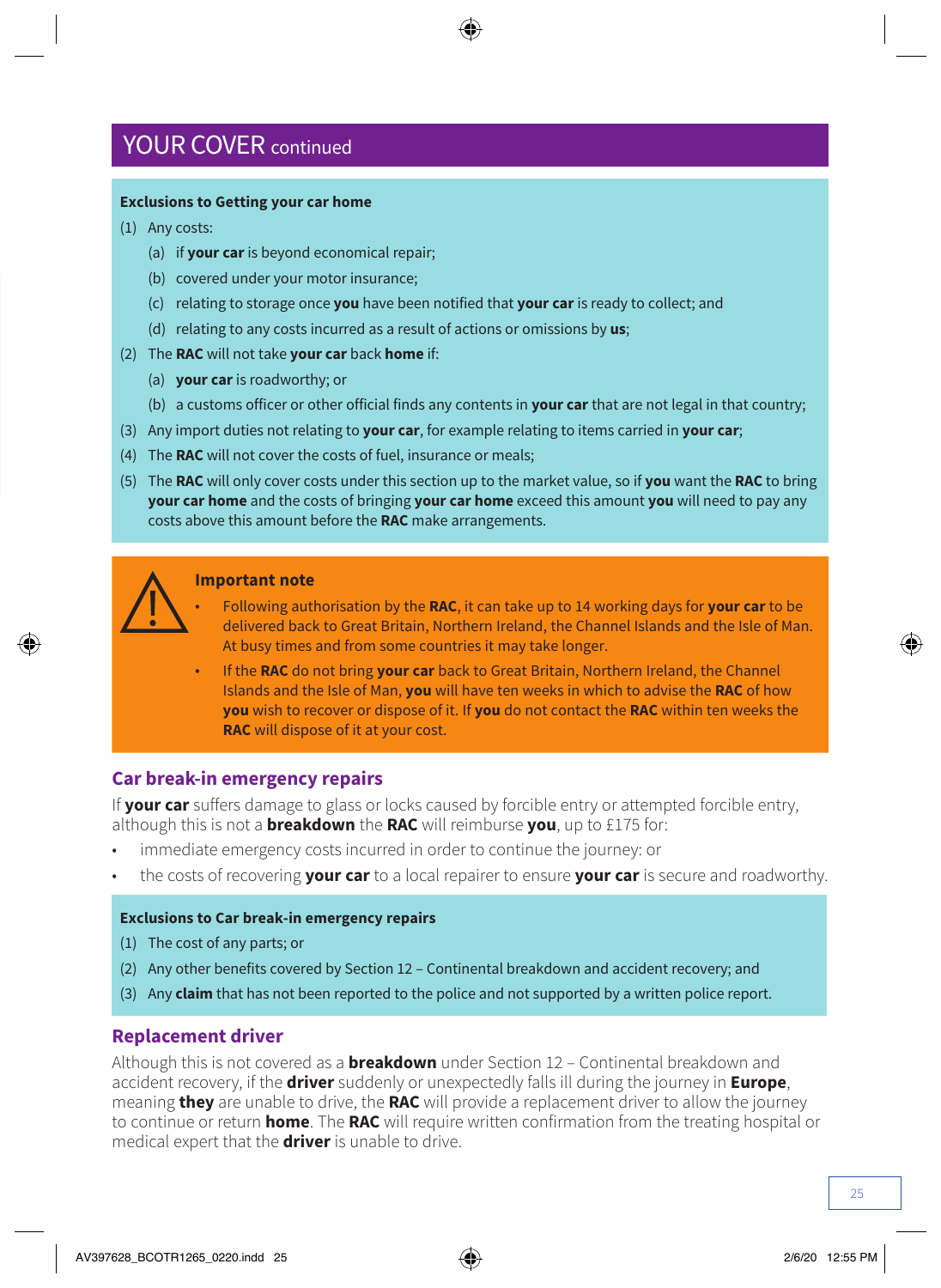## YOUR COVER continued

**Exclusions to Getting your car home**

(1) Any costs:

  (a) if **your car** is beyond economical repair;

  (b) covered under your motor insurance;

  (c) relating to storage once **you** have been notified that **your car** is ready to collect; and

  (d) relating to any costs incurred as a result of actions or omissions by **us**;

(2) The **RAC** will not take **your car** back **home** if:

  (a) **your car** is roadworthy; or

  (b) a customs officer or other official finds any contents in **your car** that are not legal in that country;

(3) Any import duties not relating to **your car**, for example relating to items carried in **your car**;

(4) The **RAC** will not cover the costs of fuel, insurance or meals;

(5) The **RAC** will only cover costs under this section up to the market value, so if **you** want the **RAC** to bring **your car home** and the costs of bringing **your car home** exceed this amount **you** will need to pay any costs above this amount before the **RAC** make arrangements.

**Important note**

- Following authorisation by the **RAC**, it can take up to 14 working days for **your car** to be delivered back to Great Britain, Northern Ireland, the Channel Islands and the Isle of Man. At busy times and from some countries it may take longer.
- If the **RAC** do not bring **your car** back to Great Britain, Northern Ireland, the Channel Islands and the Isle of Man, **you** will have ten weeks in which to advise the **RAC** of how **you** wish to recover or dispose of it. If **you** do not contact the **RAC** within ten weeks the **RAC** will dispose of it at your cost.

### Car break-in emergency repairs

If **your car** suffers damage to glass or locks caused by forcible entry or attempted forcible entry, although this is not a **breakdown** the **RAC** will reimburse **you**, up to £175 for:

- immediate emergency costs incurred in order to continue the journey: or
- the costs of recovering **your car** to a local repairer to ensure **your car** is secure and roadworthy.

**Exclusions to Car break-in emergency repairs**

(1) The cost of any parts; or

(2) Any other benefits covered by Section 12 – Continental breakdown and accident recovery; and

(3) Any **claim** that has not been reported to the police and not supported by a written police report.

### Replacement driver

Although this is not covered as a **breakdown** under Section 12 – Continental breakdown and accident recovery, if the **driver** suddenly or unexpectedly falls ill during the journey in **Europe**, meaning **they** are unable to drive, the **RAC** will provide a replacement driver to allow the journey to continue or return **home**. The **RAC** will require written confirmation from the treating hospital or medical expert that the **driver** is unable to drive.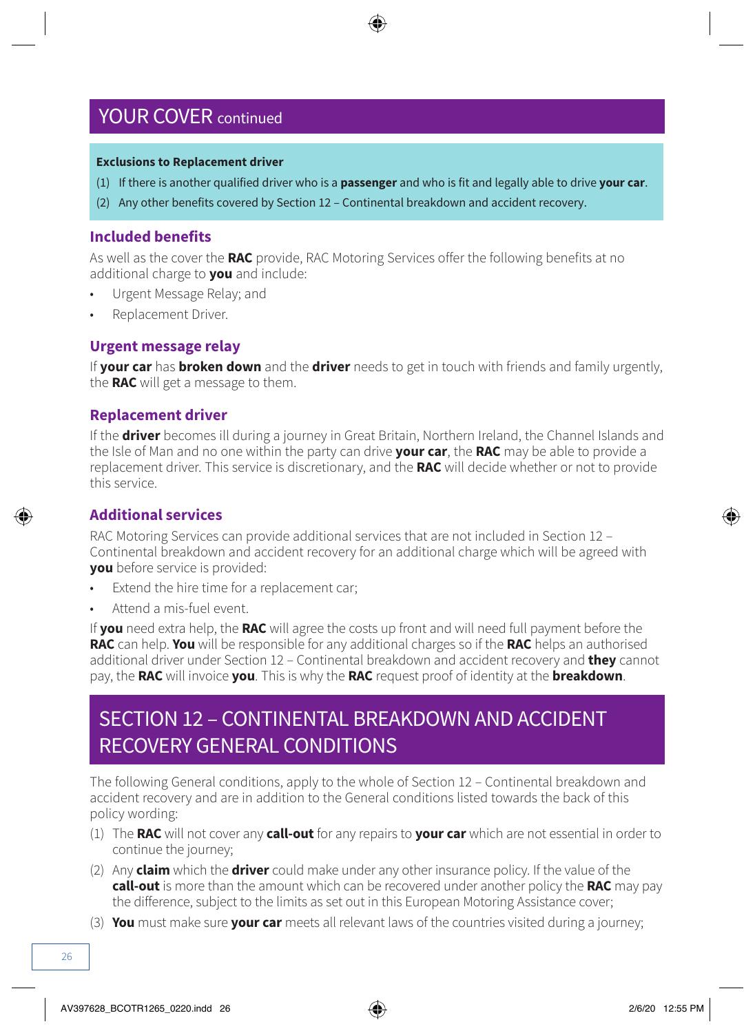## YOUR COVER continued

**Exclusions to Replacement driver**

(1) If there is another qualified driver who is a **passenger** and who is fit and legally able to drive **your car**.

(2) Any other benefits covered by Section 12 – Continental breakdown and accident recovery.

### Included benefits

As well as the cover the **RAC** provide, RAC Motoring Services offer the following benefits at no additional charge to **you** and include:

- Urgent Message Relay; and
- Replacement Driver.

### Urgent message relay

If **your car** has **broken down** and the **driver** needs to get in touch with friends and family urgently, the **RAC** will get a message to them.

### Replacement driver

If the **driver** becomes ill during a journey in Great Britain, Northern Ireland, the Channel Islands and the Isle of Man and no one within the party can drive **your car**, the **RAC** may be able to provide a replacement driver. This service is discretionary, and the **RAC** will decide whether or not to provide this service.

### Additional services

RAC Motoring Services can provide additional services that are not included in Section 12 – Continental breakdown and accident recovery for an additional charge which will be agreed with **you** before service is provided:

- Extend the hire time for a replacement car;
- Attend a mis-fuel event.

If **you** need extra help, the **RAC** will agree the costs up front and will need full payment before the **RAC** can help. **You** will be responsible for any additional charges so if the **RAC** helps an authorised additional driver under Section 12 – Continental breakdown and accident recovery and **they** cannot pay, the **RAC** will invoice **you**. This is why the **RAC** request proof of identity at the **breakdown**.

## SECTION 12 – CONTINENTAL BREAKDOWN AND ACCIDENT RECOVERY GENERAL CONDITIONS

The following General conditions, apply to the whole of Section 12 – Continental breakdown and accident recovery and are in addition to the General conditions listed towards the back of this policy wording:

(1) The **RAC** will not cover any **call-out** for any repairs to **your car** which are not essential in order to continue the journey;

(2) Any **claim** which the **driver** could make under any other insurance policy. If the value of the **call-out** is more than the amount which can be recovered under another policy the **RAC** may pay the difference, subject to the limits as set out in this European Motoring Assistance cover;

(3) **You** must make sure **your car** meets all relevant laws of the countries visited during a journey;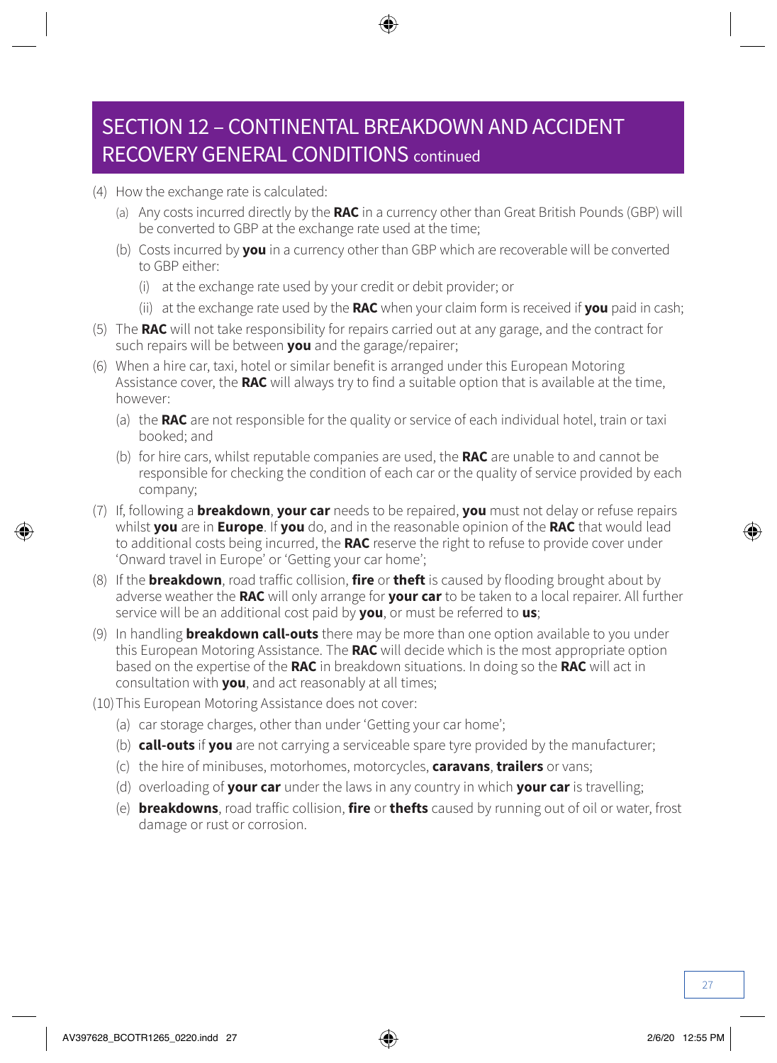## SECTION 12 – CONTINENTAL BREAKDOWN AND ACCIDENT RECOVERY GENERAL CONDITIONS continued

(4) How the exchange rate is calculated:

- (a) Any costs incurred directly by the **RAC** in a currency other than Great British Pounds (GBP) will be converted to GBP at the exchange rate used at the time;
- (b) Costs incurred by **you** in a currency other than GBP which are recoverable will be converted to GBP either:
  - (i) at the exchange rate used by your credit or debit provider; or
  - (ii) at the exchange rate used by the **RAC** when your claim form is received if **you** paid in cash;

(5) The **RAC** will not take responsibility for repairs carried out at any garage, and the contract for such repairs will be between **you** and the garage/repairer;

(6) When a hire car, taxi, hotel or similar benefit is arranged under this European Motoring Assistance cover, the **RAC** will always try to find a suitable option that is available at the time, however:

- (a) the **RAC** are not responsible for the quality or service of each individual hotel, train or taxi booked; and
- (b) for hire cars, whilst reputable companies are used, the **RAC** are unable to and cannot be responsible for checking the condition of each car or the quality of service provided by each company;

(7) If, following a **breakdown**, **your car** needs to be repaired, **you** must not delay or refuse repairs whilst **you** are in **Europe**. If **you** do, and in the reasonable opinion of the **RAC** that would lead to additional costs being incurred, the **RAC** reserve the right to refuse to provide cover under 'Onward travel in Europe' or 'Getting your car home';

(8) If the **breakdown**, road traffic collision, **fire** or **theft** is caused by flooding brought about by adverse weather the **RAC** will only arrange for **your car** to be taken to a local repairer. All further service will be an additional cost paid by **you**, or must be referred to **us**;

(9) In handling **breakdown call-outs** there may be more than one option available to you under this European Motoring Assistance. The **RAC** will decide which is the most appropriate option based on the expertise of the **RAC** in breakdown situations. In doing so the **RAC** will act in consultation with **you**, and act reasonably at all times;

(10) This European Motoring Assistance does not cover:

- (a) car storage charges, other than under 'Getting your car home';
- (b) **call-outs** if **you** are not carrying a serviceable spare tyre provided by the manufacturer;
- (c) the hire of minibuses, motorhomes, motorcycles, **caravans**, **trailers** or vans;
- (d) overloading of **your car** under the laws in any country in which **your car** is travelling;
- (e) **breakdowns**, road traffic collision, **fire** or **thefts** caused by running out of oil or water, frost damage or rust or corrosion.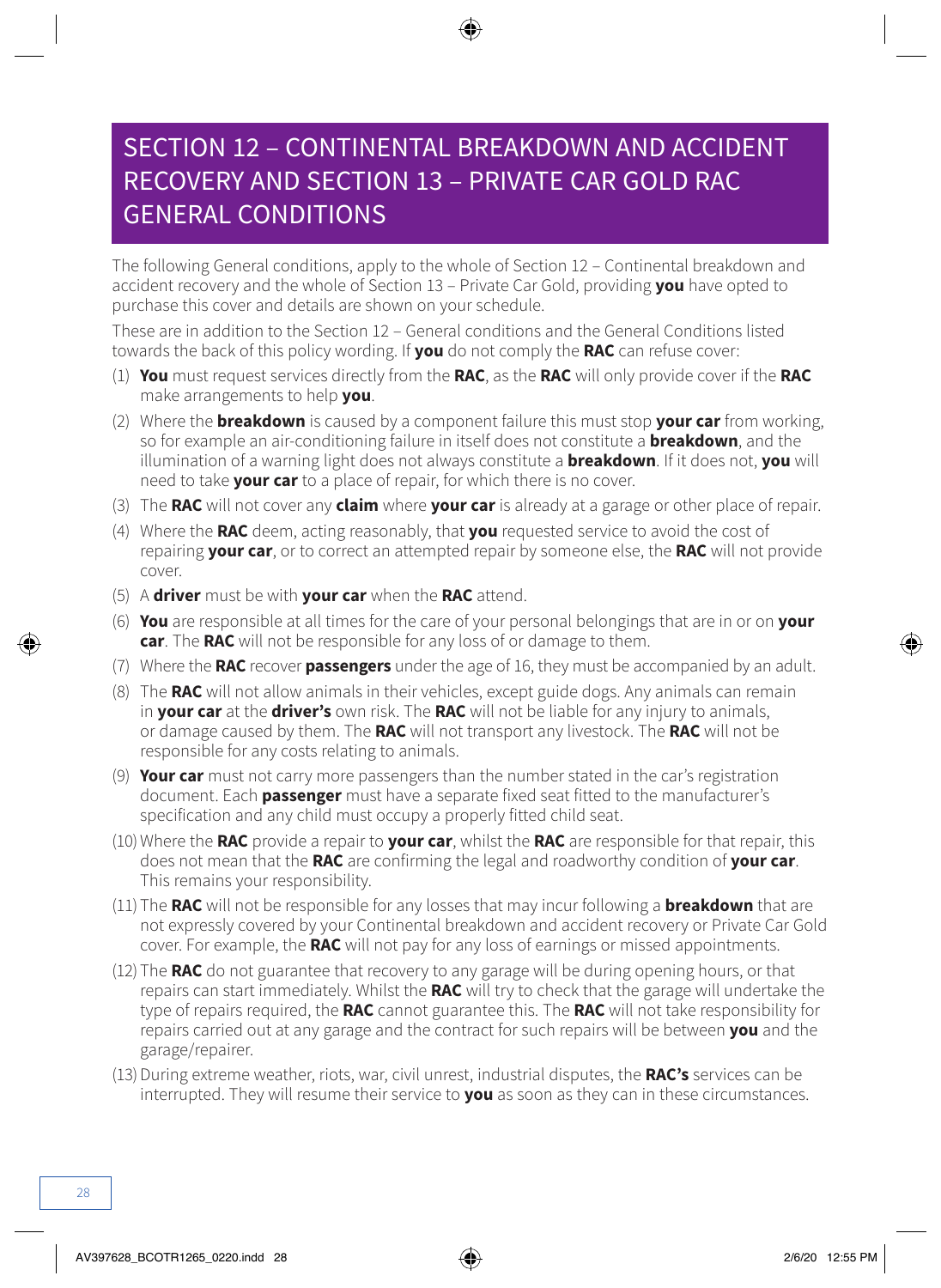# SECTION 12 – CONTINENTAL BREAKDOWN AND ACCIDENT RECOVERY AND SECTION 13 – PRIVATE CAR GOLD RAC GENERAL CONDITIONS

The following General conditions, apply to the whole of Section 12 – Continental breakdown and accident recovery and the whole of Section 13 – Private Car Gold, providing **you** have opted to purchase this cover and details are shown on your schedule.

These are in addition to the Section 12 – General conditions and the General Conditions listed towards the back of this policy wording. If **you** do not comply the **RAC** can refuse cover:

(1) **You** must request services directly from the **RAC**, as the **RAC** will only provide cover if the **RAC** make arrangements to help **you**.

(2) Where the **breakdown** is caused by a component failure this must stop **your car** from working, so for example an air-conditioning failure in itself does not constitute a **breakdown**, and the illumination of a warning light does not always constitute a **breakdown**. If it does not, **you** will need to take **your car** to a place of repair, for which there is no cover.

(3) The **RAC** will not cover any **claim** where **your car** is already at a garage or other place of repair.

(4) Where the **RAC** deem, acting reasonably, that **you** requested service to avoid the cost of repairing **your car**, or to correct an attempted repair by someone else, the **RAC** will not provide cover.

(5) A **driver** must be with **your car** when the **RAC** attend.

(6) **You** are responsible at all times for the care of your personal belongings that are in or on **your car**. The **RAC** will not be responsible for any loss of or damage to them.

(7) Where the **RAC** recover **passengers** under the age of 16, they must be accompanied by an adult.

(8) The **RAC** will not allow animals in their vehicles, except guide dogs. Any animals can remain in **your car** at the **driver's** own risk. The **RAC** will not be liable for any injury to animals, or damage caused by them. The **RAC** will not transport any livestock. The **RAC** will not be responsible for any costs relating to animals.

(9) **Your car** must not carry more passengers than the number stated in the car's registration document. Each **passenger** must have a separate fixed seat fitted to the manufacturer's specification and any child must occupy a properly fitted child seat.

(10) Where the **RAC** provide a repair to **your car**, whilst the **RAC** are responsible for that repair, this does not mean that the **RAC** are confirming the legal and roadworthy condition of **your car**. This remains your responsibility.

(11) The **RAC** will not be responsible for any losses that may incur following a **breakdown** that are not expressly covered by your Continental breakdown and accident recovery or Private Car Gold cover. For example, the **RAC** will not pay for any loss of earnings or missed appointments.

(12) The **RAC** do not guarantee that recovery to any garage will be during opening hours, or that repairs can start immediately. Whilst the **RAC** will try to check that the garage will undertake the type of repairs required, the **RAC** cannot guarantee this. The **RAC** will not take responsibility for repairs carried out at any garage and the contract for such repairs will be between **you** and the garage/repairer.

(13) During extreme weather, riots, war, civil unrest, industrial disputes, the **RAC's** services can be interrupted. They will resume their service to **you** as soon as they can in these circumstances.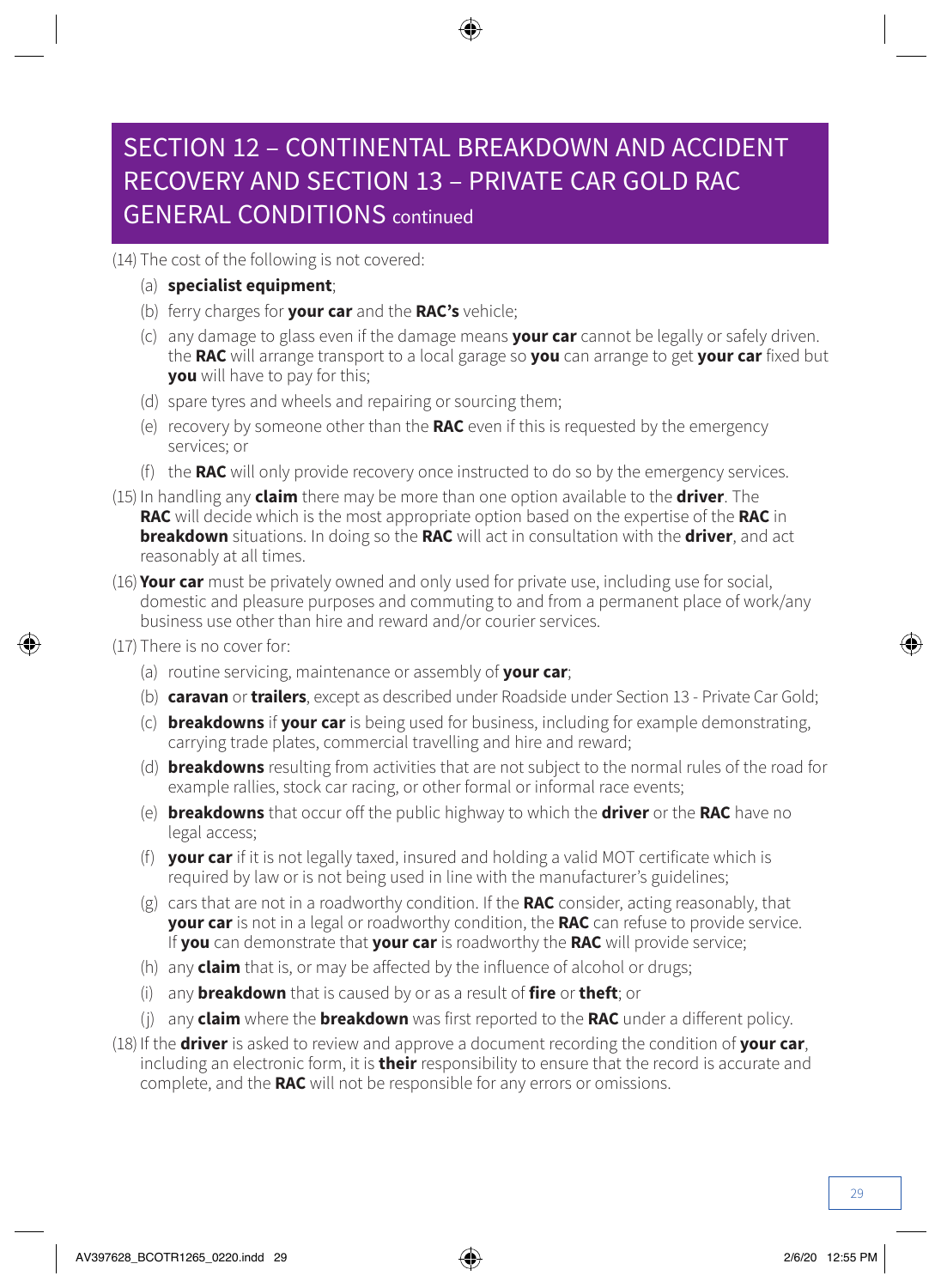## SECTION 12 – CONTINENTAL BREAKDOWN AND ACCIDENT RECOVERY AND SECTION 13 – PRIVATE CAR GOLD RAC GENERAL CONDITIONS continued

(14) The cost of the following is not covered:

- (a) **specialist equipment**;
- (b) ferry charges for **your car** and the **RAC's** vehicle;
- (c) any damage to glass even if the damage means **your car** cannot be legally or safely driven. the **RAC** will arrange transport to a local garage so **you** can arrange to get **your car** fixed but **you** will have to pay for this;
- (d) spare tyres and wheels and repairing or sourcing them;
- (e) recovery by someone other than the **RAC** even if this is requested by the emergency services; or
- (f) the **RAC** will only provide recovery once instructed to do so by the emergency services.

(15) In handling any **claim** there may be more than one option available to the **driver**. The **RAC** will decide which is the most appropriate option based on the expertise of the **RAC** in **breakdown** situations. In doing so the **RAC** will act in consultation with the **driver**, and act reasonably at all times.

(16) **Your car** must be privately owned and only used for private use, including use for social, domestic and pleasure purposes and commuting to and from a permanent place of work/any business use other than hire and reward and/or courier services.

(17) There is no cover for:

- (a) routine servicing, maintenance or assembly of **your car**;
- (b) **caravan** or **trailers**, except as described under Roadside under Section 13 - Private Car Gold;
- (c) **breakdowns** if **your car** is being used for business, including for example demonstrating, carrying trade plates, commercial travelling and hire and reward;
- (d) **breakdowns** resulting from activities that are not subject to the normal rules of the road for example rallies, stock car racing, or other formal or informal race events;
- (e) **breakdowns** that occur off the public highway to which the **driver** or the **RAC** have no legal access;
- (f) **your car** if it is not legally taxed, insured and holding a valid MOT certificate which is required by law or is not being used in line with the manufacturer's guidelines;
- (g) cars that are not in a roadworthy condition. If the **RAC** consider, acting reasonably, that **your car** is not in a legal or roadworthy condition, the **RAC** can refuse to provide service. If **you** can demonstrate that **your car** is roadworthy the **RAC** will provide service;
- (h) any **claim** that is, or may be affected by the influence of alcohol or drugs;
- (i) any **breakdown** that is caused by or as a result of **fire** or **theft**; or
- (j) any **claim** where the **breakdown** was first reported to the **RAC** under a different policy.

(18) If the **driver** is asked to review and approve a document recording the condition of **your car**, including an electronic form, it is **their** responsibility to ensure that the record is accurate and complete, and the **RAC** will not be responsible for any errors or omissions.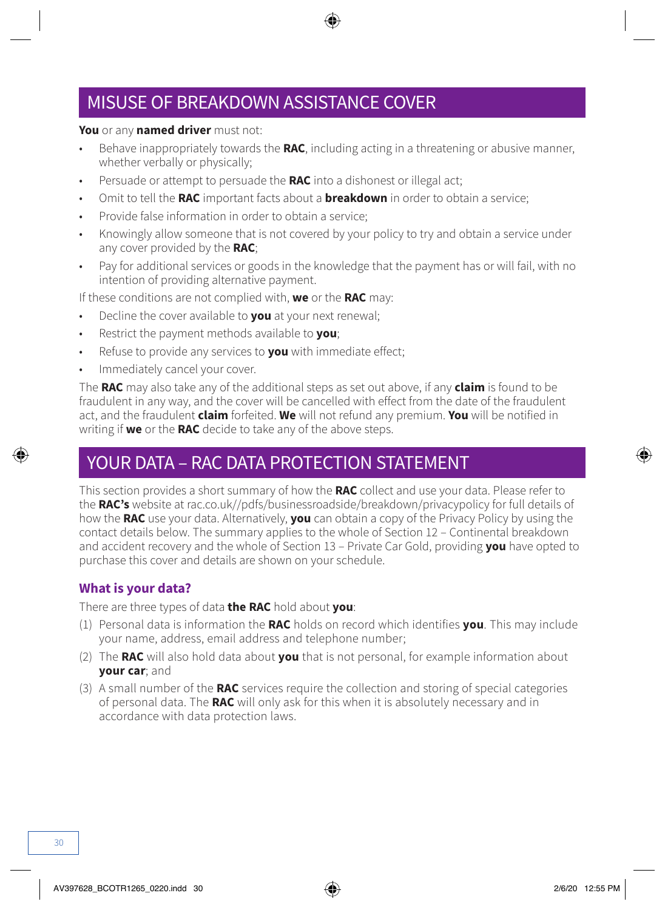## MISUSE OF BREAKDOWN ASSISTANCE COVER

**You** or any **named driver** must not:

- Behave inappropriately towards the **RAC**, including acting in a threatening or abusive manner, whether verbally or physically;
- Persuade or attempt to persuade the **RAC** into a dishonest or illegal act;
- Omit to tell the **RAC** important facts about a **breakdown** in order to obtain a service;
- Provide false information in order to obtain a service;
- Knowingly allow someone that is not covered by your policy to try and obtain a service under any cover provided by the **RAC**;
- Pay for additional services or goods in the knowledge that the payment has or will fail, with no intention of providing alternative payment.

If these conditions are not complied with, **we** or the **RAC** may:

- Decline the cover available to **you** at your next renewal;
- Restrict the payment methods available to **you**;
- Refuse to provide any services to **you** with immediate effect;
- Immediately cancel your cover.

The **RAC** may also take any of the additional steps as set out above, if any **claim** is found to be fraudulent in any way, and the cover will be cancelled with effect from the date of the fraudulent act, and the fraudulent **claim** forfeited. **We** will not refund any premium. **You** will be notified in writing if **we** or the **RAC** decide to take any of the above steps.

## YOUR DATA – RAC DATA PROTECTION STATEMENT

This section provides a short summary of how the **RAC** collect and use your data. Please refer to the **RAC's** website at rac.co.uk//pdfs/businessroadside/breakdown/privacypolicy for full details of how the **RAC** use your data. Alternatively, **you** can obtain a copy of the Privacy Policy by using the contact details below. The summary applies to the whole of Section 12 – Continental breakdown and accident recovery and the whole of Section 13 – Private Car Gold, providing **you** have opted to purchase this cover and details are shown on your schedule.

### What is your data?

There are three types of data **the RAC** hold about **you**:

(1) Personal data is information the **RAC** holds on record which identifies **you**. This may include your name, address, email address and telephone number;

(2) The **RAC** will also hold data about **you** that is not personal, for example information about **your car**; and

(3) A small number of the **RAC** services require the collection and storing of special categories of personal data. The **RAC** will only ask for this when it is absolutely necessary and in accordance with data protection laws.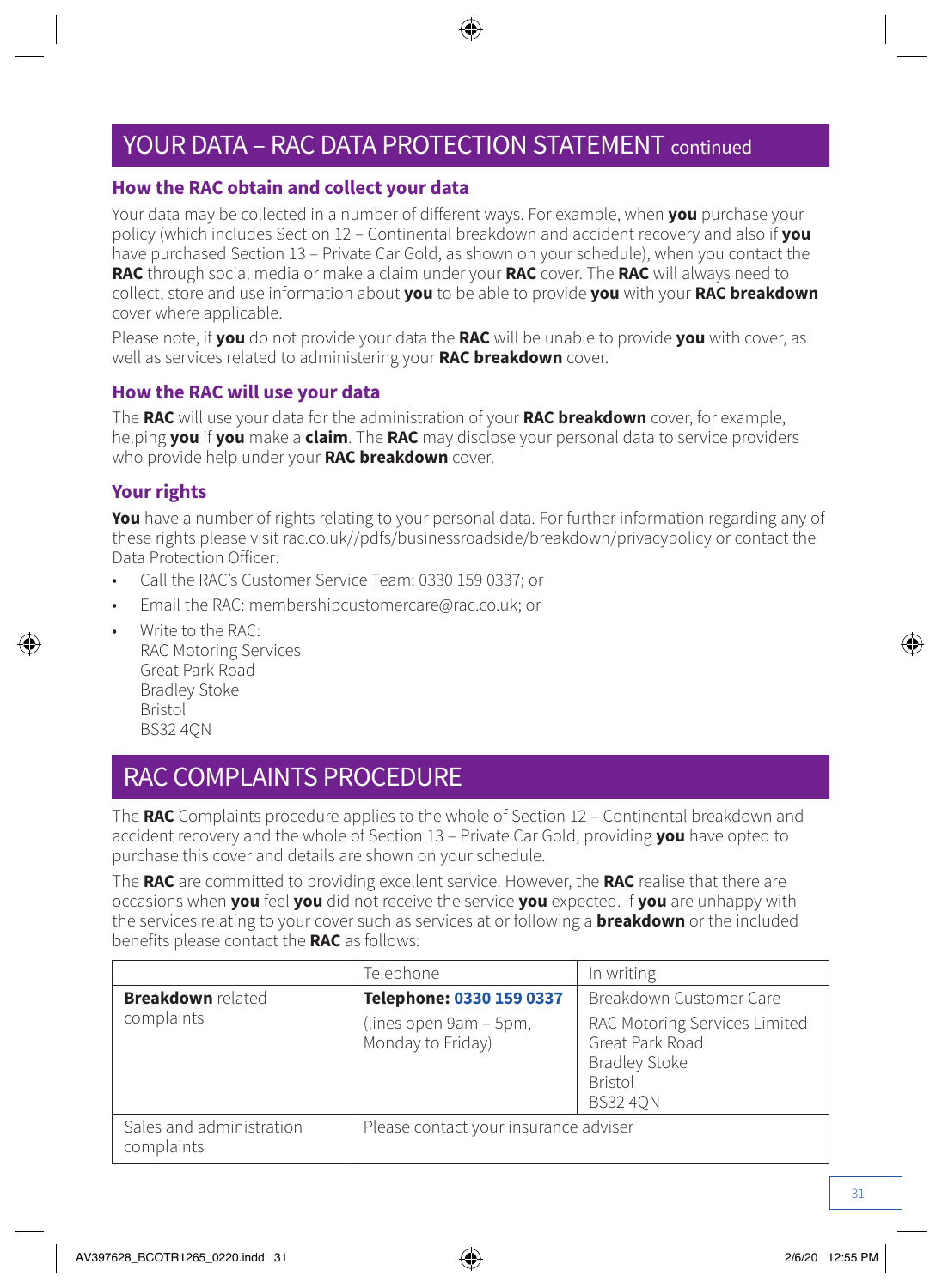# YOUR DATA – RAC DATA PROTECTION STATEMENT continued

### How the RAC obtain and collect your data

Your data may be collected in a number of different ways. For example, when **you** purchase your policy (which includes Section 12 – Continental breakdown and accident recovery and also if **you** have purchased Section 13 – Private Car Gold, as shown on your schedule), when you contact the **RAC** through social media or make a claim under your **RAC** cover. The **RAC** will always need to collect, store and use information about **you** to be able to provide **you** with your **RAC breakdown** cover where applicable.

Please note, if **you** do not provide your data the **RAC** will be unable to provide **you** with cover, as well as services related to administering your **RAC breakdown** cover.

### How the RAC will use your data

The **RAC** will use your data for the administration of your **RAC breakdown** cover, for example, helping **you** if **you** make a **claim**. The **RAC** may disclose your personal data to service providers who provide help under your **RAC breakdown** cover.

### Your rights

**You** have a number of rights relating to your personal data. For further information regarding any of these rights please visit rac.co.uk//pdfs/businessroadside/breakdown/privacypolicy or contact the Data Protection Officer:

- Call the RAC's Customer Service Team: 0330 159 0337; or
- Email the RAC: membershipcustomercare@rac.co.uk; or
- Write to the RAC:
  RAC Motoring Services
  Great Park Road
  Bradley Stoke
  Bristol
  BS32 4QN

# RAC COMPLAINTS PROCEDURE

The **RAC** Complaints procedure applies to the whole of Section 12 – Continental breakdown and accident recovery and the whole of Section 13 – Private Car Gold, providing **you** have opted to purchase this cover and details are shown on your schedule.

The **RAC** are committed to providing excellent service. However, the **RAC** realise that there are occasions when **you** feel **you** did not receive the service **you** expected. If **you** are unhappy with the services relating to your cover such as services at or following a **breakdown** or the included benefits please contact the **RAC** as follows:

| | Telephone | In writing |
|---|---|---|
| **Breakdown** related complaints | **Telephone: 0330 159 0337** (lines open 9am – 5pm, Monday to Friday) | Breakdown Customer Care RAC Motoring Services Limited Great Park Road Bradley Stoke Bristol BS32 4QN |
| Sales and administration complaints | Please contact your insurance adviser | |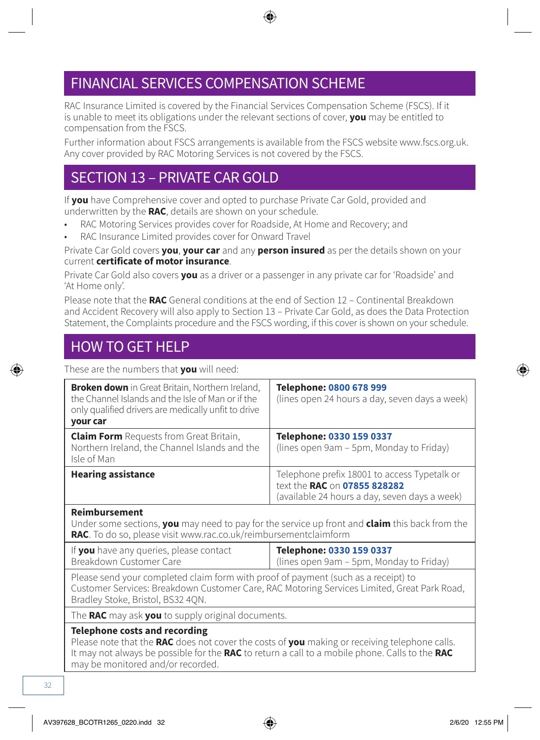## FINANCIAL SERVICES COMPENSATION SCHEME

RAC Insurance Limited is covered by the Financial Services Compensation Scheme (FSCS). If it is unable to meet its obligations under the relevant sections of cover, **you** may be entitled to compensation from the FSCS.

Further information about FSCS arrangements is available from the FSCS website www.fscs.org.uk. Any cover provided by RAC Motoring Services is not covered by the FSCS.

## SECTION 13 – PRIVATE CAR GOLD

If **you** have Comprehensive cover and opted to purchase Private Car Gold, provided and underwritten by the **RAC**, details are shown on your schedule.

- RAC Motoring Services provides cover for Roadside, At Home and Recovery; and
- RAC Insurance Limited provides cover for Onward Travel

Private Car Gold covers **you**, **your car** and any **person insured** as per the details shown on your current **certificate of motor insurance**.

Private Car Gold also covers **you** as a driver or a passenger in any private car for 'Roadside' and 'At Home only'.

Please note that the **RAC** General conditions at the end of Section 12 – Continental Breakdown and Accident Recovery will also apply to Section 13 – Private Car Gold, as does the Data Protection Statement, the Complaints procedure and the FSCS wording, if this cover is shown on your schedule.

## HOW TO GET HELP

These are the numbers that **you** will need:

| | |
|---|---|
| **Broken down** in Great Britain, Northern Ireland, the Channel Islands and the Isle of Man or if the only qualified drivers are medically unfit to drive **your car** | **Telephone: 0800 678 999** (lines open 24 hours a day, seven days a week) |
| **Claim Form** Requests from Great Britain, Northern Ireland, the Channel Islands and the Isle of Man | **Telephone: 0330 159 0337** (lines open 9am – 5pm, Monday to Friday) |
| **Hearing assistance** | Telephone prefix 18001 to access Typetalk or text the **RAC** on **07855 828282** (available 24 hours a day, seven days a week) |
| **Reimbursement** Under some sections, **you** may need to pay for the service up front and **claim** this back from the **RAC**. To do so, please visit www.rac.co.uk/reimbursementclaimform | |
| If **you** have any queries, please contact Breakdown Customer Care | **Telephone: 0330 159 0337** (lines open 9am – 5pm, Monday to Friday) |
| Please send your completed claim form with proof of payment (such as a receipt) to Customer Services: Breakdown Customer Care, RAC Motoring Services Limited, Great Park Road, Bradley Stoke, Bristol, BS32 4QN. | |
| The **RAC** may ask **you** to supply original documents. | |
| **Telephone costs and recording** Please note that the **RAC** does not cover the costs of **you** making or receiving telephone calls. It may not always be possible for the **RAC** to return a call to a mobile phone. Calls to the **RAC** may be monitored and/or recorded. | |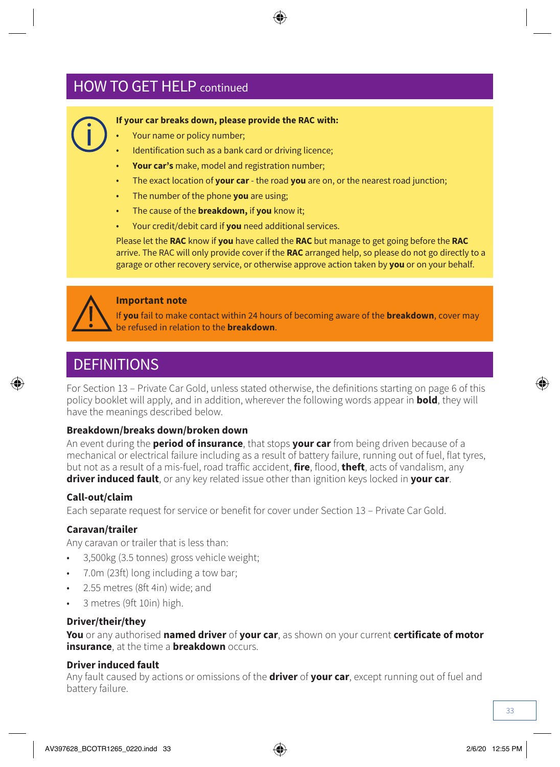## HOW TO GET HELP continued

**If your car breaks down, please provide the RAC with:**

- Your name or policy number;
- Identification such as a bank card or driving licence;
- **Your car's** make, model and registration number;
- The exact location of **your car** - the road **you** are on, or the nearest road junction;
- The number of the phone **you** are using;
- The cause of the **breakdown,** if **you** know it;
- Your credit/debit card if **you** need additional services.

Please let the **RAC** know if **you** have called the **RAC** but manage to get going before the **RAC** arrive. The RAC will only provide cover if the **RAC** arranged help, so please do not go directly to a garage or other recovery service, or otherwise approve action taken by **you** or on your behalf.

**Important note**

If **you** fail to make contact within 24 hours of becoming aware of the **breakdown**, cover may be refused in relation to the **breakdown**.

## DEFINITIONS

For Section 13 – Private Car Gold, unless stated otherwise, the definitions starting on page 6 of this policy booklet will apply, and in addition, wherever the following words appear in **bold**, they will have the meanings described below.

### Breakdown/breaks down/broken down

An event during the **period of insurance**, that stops **your car** from being driven because of a mechanical or electrical failure including as a result of battery failure, running out of fuel, flat tyres, but not as a result of a mis-fuel, road traffic accident, **fire**, flood, **theft**, acts of vandalism, any **driver induced fault**, or any key related issue other than ignition keys locked in **your car**.

### Call-out/claim

Each separate request for service or benefit for cover under Section 13 – Private Car Gold.

### Caravan/trailer

Any caravan or trailer that is less than:

- 3,500kg (3.5 tonnes) gross vehicle weight;
- 7.0m (23ft) long including a tow bar;
- 2.55 metres (8ft 4in) wide; and
- 3 metres (9ft 10in) high.

### Driver/their/they

**You** or any authorised **named driver** of **your car**, as shown on your current **certificate of motor insurance**, at the time a **breakdown** occurs.

### Driver induced fault

Any fault caused by actions or omissions of the **driver** of **your car**, except running out of fuel and battery failure.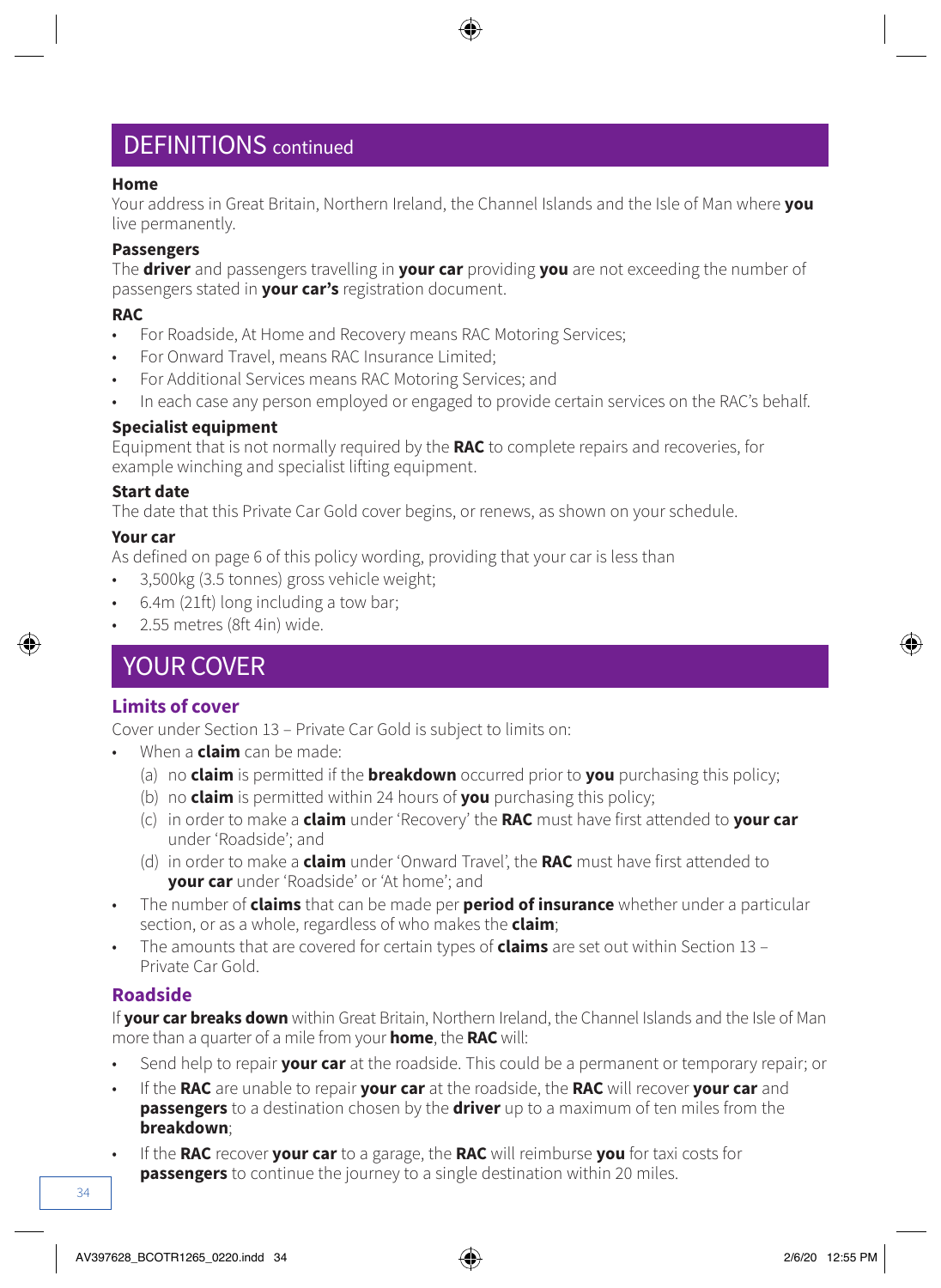## DEFINITIONS continued

**Home**
Your address in Great Britain, Northern Ireland, the Channel Islands and the Isle of Man where **you** live permanently.

**Passengers**
The **driver** and passengers travelling in **your car** providing **you** are not exceeding the number of passengers stated in **your car's** registration document.

**RAC**
- For Roadside, At Home and Recovery means RAC Motoring Services;
- For Onward Travel, means RAC Insurance Limited;
- For Additional Services means RAC Motoring Services; and
- In each case any person employed or engaged to provide certain services on the RAC's behalf.

**Specialist equipment**
Equipment that is not normally required by the **RAC** to complete repairs and recoveries, for example winching and specialist lifting equipment.

**Start date**
The date that this Private Car Gold cover begins, or renews, as shown on your schedule.

**Your car**
As defined on page 6 of this policy wording, providing that your car is less than
- 3,500kg (3.5 tonnes) gross vehicle weight;
- 6.4m (21ft) long including a tow bar;
- 2.55 metres (8ft 4in) wide.

## YOUR COVER

### Limits of cover

Cover under Section 13 – Private Car Gold is subject to limits on:

- When a **claim** can be made:
  (a) no **claim** is permitted if the **breakdown** occurred prior to **you** purchasing this policy;
  (b) no **claim** is permitted within 24 hours of **you** purchasing this policy;
  (c) in order to make a **claim** under 'Recovery' the **RAC** must have first attended to **your car** under 'Roadside'; and
  (d) in order to make a **claim** under 'Onward Travel', the **RAC** must have first attended to **your car** under 'Roadside' or 'At home'; and
- The number of **claims** that can be made per **period of insurance** whether under a particular section, or as a whole, regardless of who makes the **claim**;
- The amounts that are covered for certain types of **claims** are set out within Section 13 – Private Car Gold.

### Roadside

If **your car breaks down** within Great Britain, Northern Ireland, the Channel Islands and the Isle of Man more than a quarter of a mile from your **home**, the **RAC** will:

- Send help to repair **your car** at the roadside. This could be a permanent or temporary repair; or
- If the **RAC** are unable to repair **your car** at the roadside, the **RAC** will recover **your car** and **passengers** to a destination chosen by the **driver** up to a maximum of ten miles from the **breakdown**;
- If the **RAC** recover **your car** to a garage, the **RAC** will reimburse **you** for taxi costs for **passengers** to continue the journey to a single destination within 20 miles.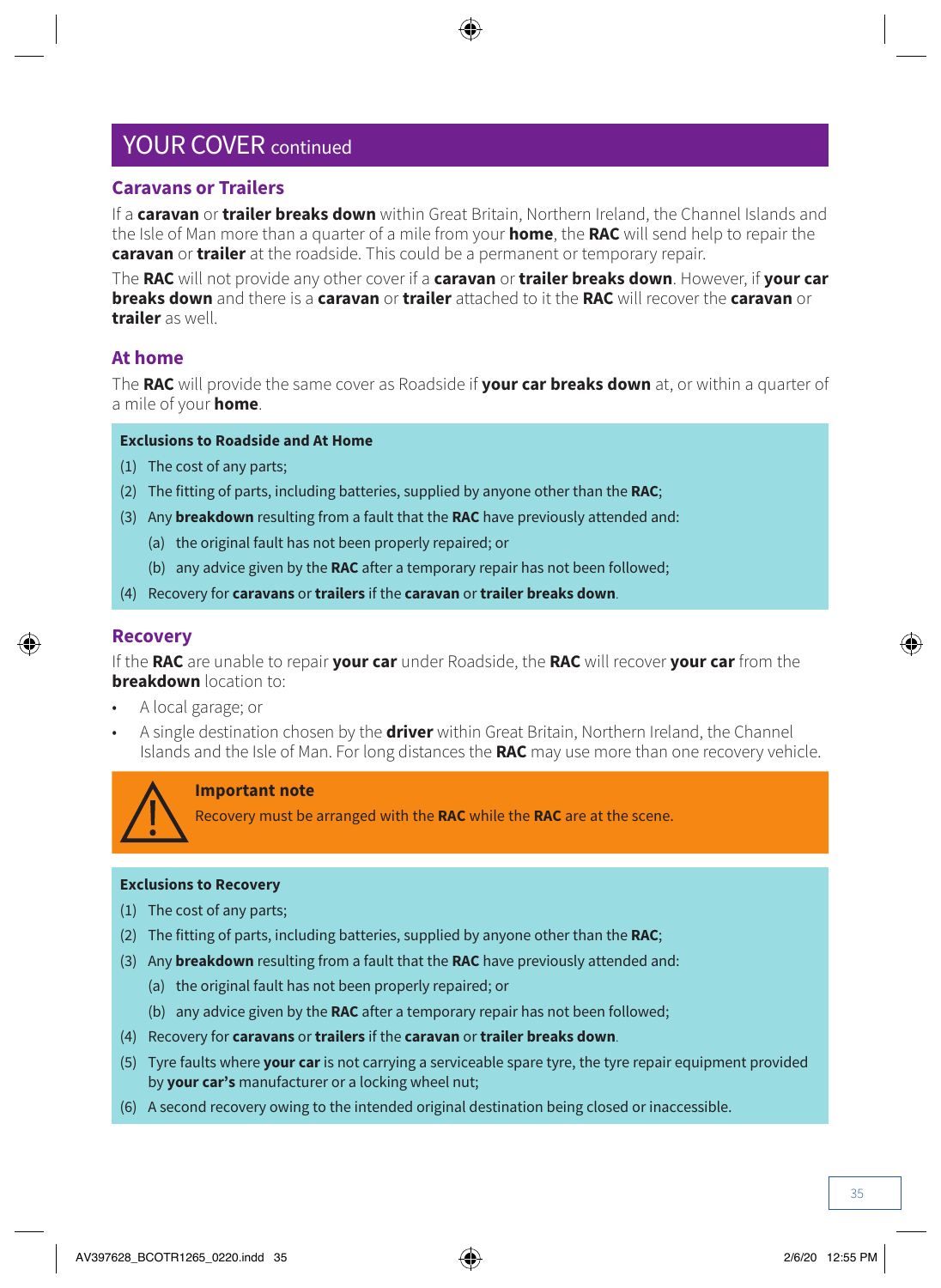## YOUR COVER continued

### Caravans or Trailers

If a **caravan** or **trailer breaks down** within Great Britain, Northern Ireland, the Channel Islands and the Isle of Man more than a quarter of a mile from your **home**, the **RAC** will send help to repair the **caravan** or **trailer** at the roadside. This could be a permanent or temporary repair.

The **RAC** will not provide any other cover if a **caravan** or **trailer breaks down**. However, if **your car breaks down** and there is a **caravan** or **trailer** attached to it the **RAC** will recover the **caravan** or **trailer** as well.

### At home

The **RAC** will provide the same cover as Roadside if **your car breaks down** at, or within a quarter of a mile of your **home**.

**Exclusions to Roadside and At Home**

(1) The cost of any parts;

(2) The fitting of parts, including batteries, supplied by anyone other than the **RAC**;

(3) Any **breakdown** resulting from a fault that the **RAC** have previously attended and:

  (a) the original fault has not been properly repaired; or

  (b) any advice given by the **RAC** after a temporary repair has not been followed;

(4) Recovery for **caravans** or **trailers** if the **caravan** or **trailer breaks down**.

### Recovery

If the **RAC** are unable to repair **your car** under Roadside, the **RAC** will recover **your car** from the **breakdown** location to:

- A local garage; or
- A single destination chosen by the **driver** within Great Britain, Northern Ireland, the Channel Islands and the Isle of Man. For long distances the **RAC** may use more than one recovery vehicle.

**Important note**

Recovery must be arranged with the **RAC** while the **RAC** are at the scene.

**Exclusions to Recovery**

(1) The cost of any parts;

(2) The fitting of parts, including batteries, supplied by anyone other than the **RAC**;

(3) Any **breakdown** resulting from a fault that the **RAC** have previously attended and:

  (a) the original fault has not been properly repaired; or

  (b) any advice given by the **RAC** after a temporary repair has not been followed;

(4) Recovery for **caravans** or **trailers** if the **caravan** or **trailer breaks down**.

(5) Tyre faults where **your car** is not carrying a serviceable spare tyre, the tyre repair equipment provided by **your car's** manufacturer or a locking wheel nut;

(6) A second recovery owing to the intended original destination being closed or inaccessible.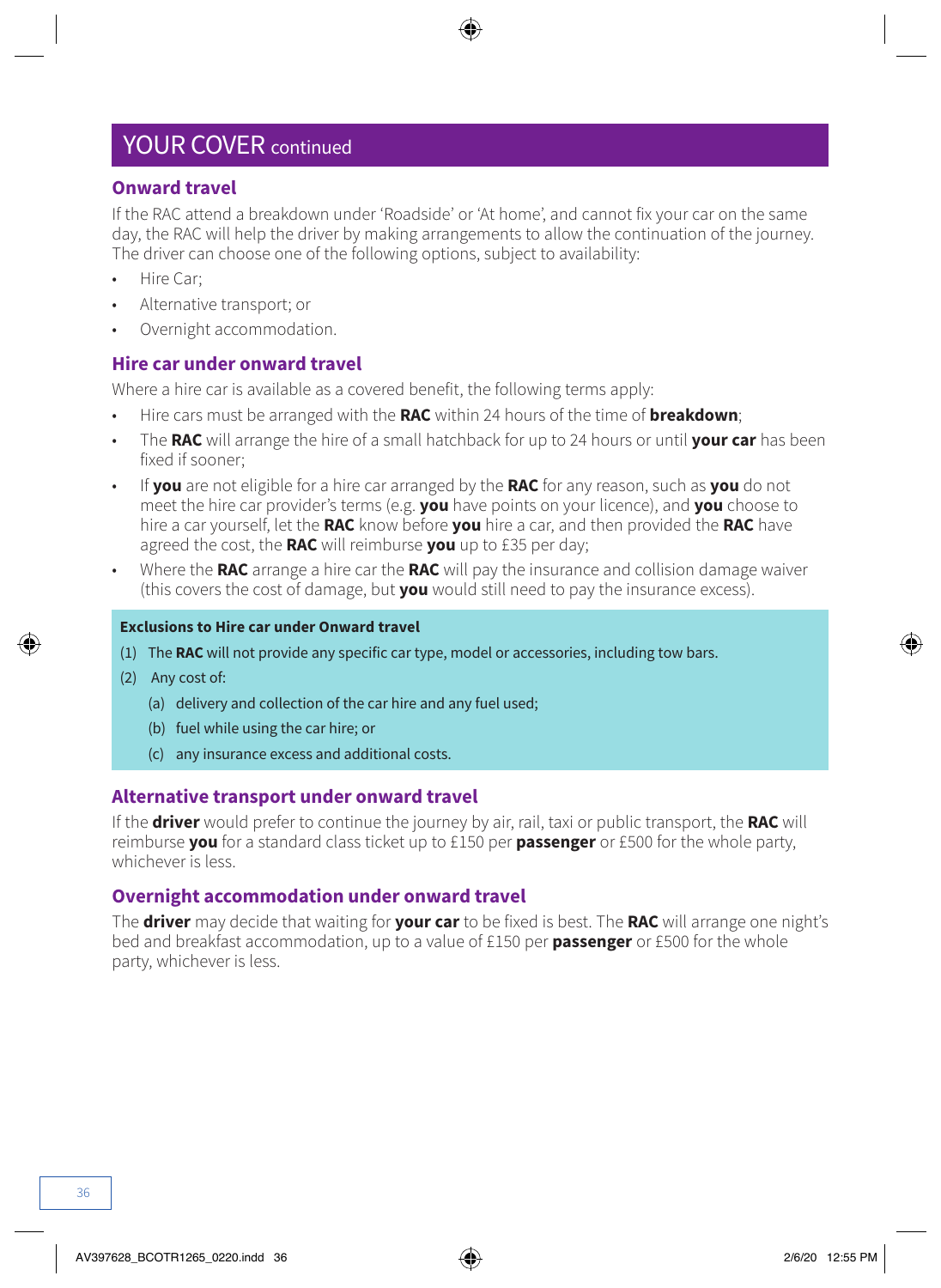# YOUR COVER continued

## Onward travel

If the RAC attend a breakdown under 'Roadside' or 'At home', and cannot fix your car on the same day, the RAC will help the driver by making arrangements to allow the continuation of the journey. The driver can choose one of the following options, subject to availability:

- Hire Car;
- Alternative transport; or
- Overnight accommodation.

## Hire car under onward travel

Where a hire car is available as a covered benefit, the following terms apply:

- Hire cars must be arranged with the **RAC** within 24 hours of the time of **breakdown**;
- The **RAC** will arrange the hire of a small hatchback for up to 24 hours or until **your car** has been fixed if sooner;
- If **you** are not eligible for a hire car arranged by the **RAC** for any reason, such as **you** do not meet the hire car provider's terms (e.g. **you** have points on your licence), and **you** choose to hire a car yourself, let the **RAC** know before **you** hire a car, and then provided the **RAC** have agreed the cost, the **RAC** will reimburse **you** up to £35 per day;
- Where the **RAC** arrange a hire car the **RAC** will pay the insurance and collision damage waiver (this covers the cost of damage, but **you** would still need to pay the insurance excess).

**Exclusions to Hire car under Onward travel**

(1) The **RAC** will not provide any specific car type, model or accessories, including tow bars.

(2) Any cost of:

  (a) delivery and collection of the car hire and any fuel used;

  (b) fuel while using the car hire; or

  (c) any insurance excess and additional costs.

## Alternative transport under onward travel

If the **driver** would prefer to continue the journey by air, rail, taxi or public transport, the **RAC** will reimburse **you** for a standard class ticket up to £150 per **passenger** or £500 for the whole party, whichever is less.

## Overnight accommodation under onward travel

The **driver** may decide that waiting for **your car** to be fixed is best. The **RAC** will arrange one night's bed and breakfast accommodation, up to a value of £150 per **passenger** or £500 for the whole party, whichever is less.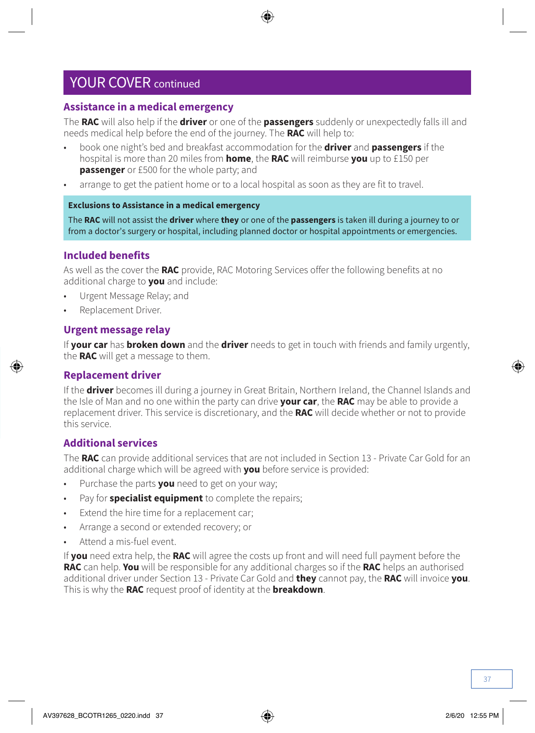# YOUR COVER continued

## Assistance in a medical emergency

The **RAC** will also help if the **driver** or one of the **passengers** suddenly or unexpectedly falls ill and needs medical help before the end of the journey. The **RAC** will help to:

- book one night's bed and breakfast accommodation for the **driver** and **passengers** if the hospital is more than 20 miles from **home**, the **RAC** will reimburse **you** up to £150 per **passenger** or £500 for the whole party; and
- arrange to get the patient home or to a local hospital as soon as they are fit to travel.

**Exclusions to Assistance in a medical emergency**

The **RAC** will not assist the **driver** where **they** or one of the **passengers** is taken ill during a journey to or from a doctor's surgery or hospital, including planned doctor or hospital appointments or emergencies.

## Included benefits

As well as the cover the **RAC** provide, RAC Motoring Services offer the following benefits at no additional charge to **you** and include:

- Urgent Message Relay; and
- Replacement Driver.

## Urgent message relay

If **your car** has **broken down** and the **driver** needs to get in touch with friends and family urgently, the **RAC** will get a message to them.

## Replacement driver

If the **driver** becomes ill during a journey in Great Britain, Northern Ireland, the Channel Islands and the Isle of Man and no one within the party can drive **your car**, the **RAC** may be able to provide a replacement driver. This service is discretionary, and the **RAC** will decide whether or not to provide this service.

## Additional services

The **RAC** can provide additional services that are not included in Section 13 - Private Car Gold for an additional charge which will be agreed with **you** before service is provided:

- Purchase the parts **you** need to get on your way;
- Pay for **specialist equipment** to complete the repairs;
- Extend the hire time for a replacement car;
- Arrange a second or extended recovery; or
- Attend a mis-fuel event.

If **you** need extra help, the **RAC** will agree the costs up front and will need full payment before the **RAC** can help. **You** will be responsible for any additional charges so if the **RAC** helps an authorised additional driver under Section 13 - Private Car Gold and **they** cannot pay, the **RAC** will invoice **you**. This is why the **RAC** request proof of identity at the **breakdown**.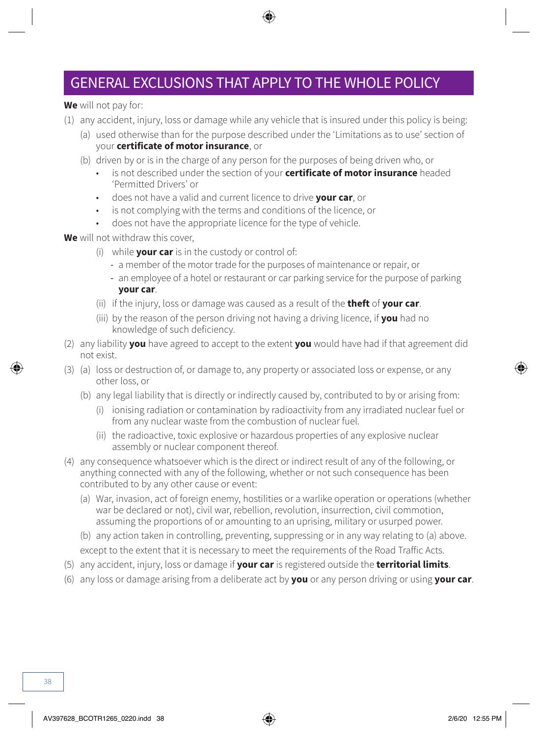# GENERAL EXCLUSIONS THAT APPLY TO THE WHOLE POLICY

**We** will not pay for:

(1) any accident, injury, loss or damage while any vehicle that is insured under this policy is being:

   (a) used otherwise than for the purpose described under the 'Limitations as to use' section of your **certificate of motor insurance**, or

   (b) driven by or is in the charge of any person for the purposes of being driven who, or

   - is not described under the section of your **certificate of motor insurance** headed 'Permitted Drivers' or
   - does not have a valid and current licence to drive **your car**, or
   - is not complying with the terms and conditions of the licence, or
   - does not have the appropriate licence for the type of vehicle.

**We** will not withdraw this cover,

   (i) while **your car** is in the custody or control of:
   - a member of the motor trade for the purposes of maintenance or repair, or
   - an employee of a hotel or restaurant or car parking service for the purpose of parking **your car**.

   (ii) if the injury, loss or damage was caused as a result of the **theft** of **your car**.

   (iii) by the reason of the person driving not having a driving licence, if **you** had no knowledge of such deficiency.

(2) any liability **you** have agreed to accept to the extent **you** would have had if that agreement did not exist.

(3) (a) loss or destruction of, or damage to, any property or associated loss or expense, or any other loss, or

   (b) any legal liability that is directly or indirectly caused by, contributed to by or arising from:

   (i) ionising radiation or contamination by radioactivity from any irradiated nuclear fuel or from any nuclear waste from the combustion of nuclear fuel.

   (ii) the radioactive, toxic explosive or hazardous properties of any explosive nuclear assembly or nuclear component thereof.

(4) any consequence whatsoever which is the direct or indirect result of any of the following, or anything connected with any of the following, whether or not such consequence has been contributed to by any other cause or event:

   (a) War, invasion, act of foreign enemy, hostilities or a warlike operation or operations (whether war be declared or not), civil war, rebellion, revolution, insurrection, civil commotion, assuming the proportions of or amounting to an uprising, military or usurped power.

   (b) any action taken in controlling, preventing, suppressing or in any way relating to (a) above.

   except to the extent that it is necessary to meet the requirements of the Road Traffic Acts.

(5) any accident, injury, loss or damage if **your car** is registered outside the **territorial limits**.

(6) any loss or damage arising from a deliberate act by **you** or any person driving or using **your car**.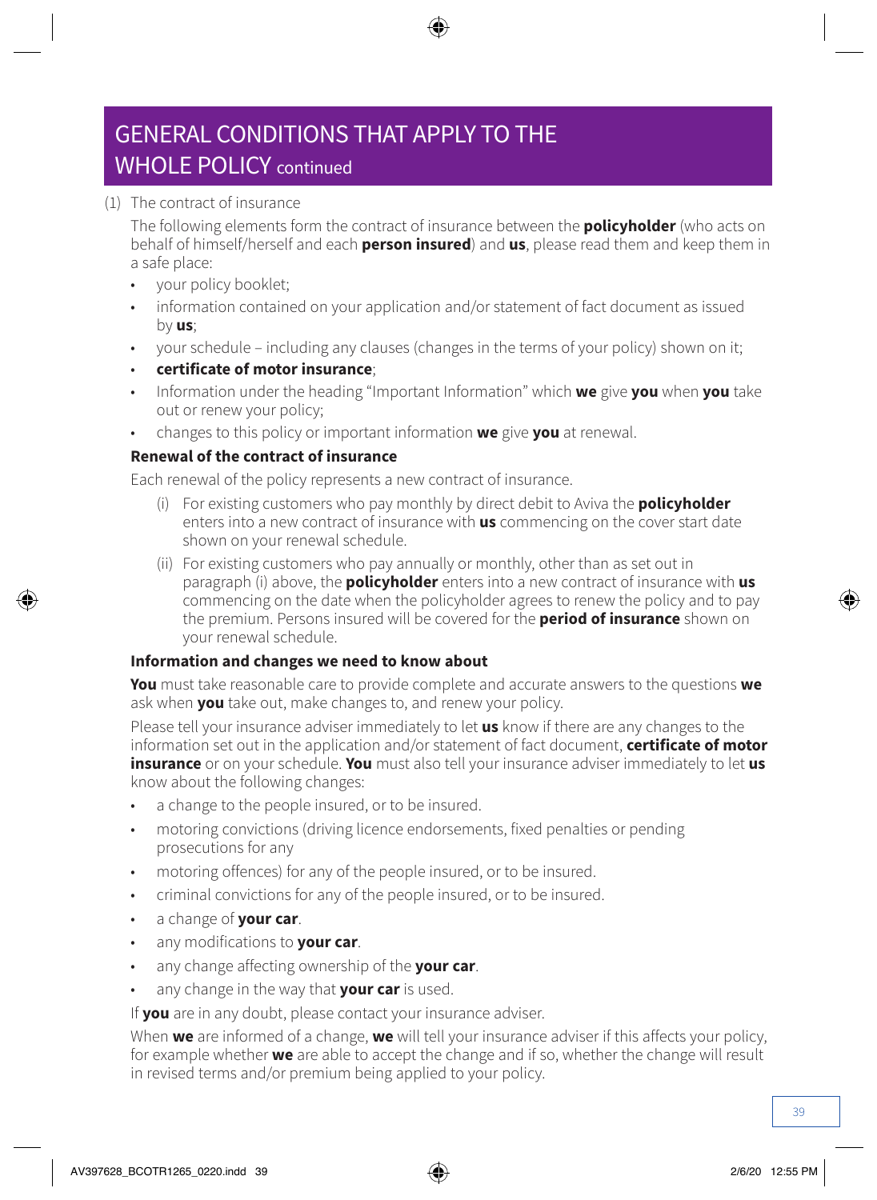# GENERAL CONDITIONS THAT APPLY TO THE WHOLE POLICY continued

(1) The contract of insurance

The following elements form the contract of insurance between the **policyholder** (who acts on behalf of himself/herself and each **person insured**) and **us**, please read them and keep them in a safe place:

- your policy booklet;
- information contained on your application and/or statement of fact document as issued by **us**;
- your schedule – including any clauses (changes in the terms of your policy) shown on it;
- **certificate of motor insurance**;
- Information under the heading "Important Information" which **we** give **you** when **you** take out or renew your policy;
- changes to this policy or important information **we** give **you** at renewal.

**Renewal of the contract of insurance**

Each renewal of the policy represents a new contract of insurance.

(i) For existing customers who pay monthly by direct debit to Aviva the **policyholder** enters into a new contract of insurance with **us** commencing on the cover start date shown on your renewal schedule.

(ii) For existing customers who pay annually or monthly, other than as set out in paragraph (i) above, the **policyholder** enters into a new contract of insurance with **us** commencing on the date when the policyholder agrees to renew the policy and to pay the premium. Persons insured will be covered for the **period of insurance** shown on your renewal schedule.

**Information and changes we need to know about**

**You** must take reasonable care to provide complete and accurate answers to the questions **we** ask when **you** take out, make changes to, and renew your policy.

Please tell your insurance adviser immediately to let **us** know if there are any changes to the information set out in the application and/or statement of fact document, **certificate of motor insurance** or on your schedule. **You** must also tell your insurance adviser immediately to let **us** know about the following changes:

- a change to the people insured, or to be insured.
- motoring convictions (driving licence endorsements, fixed penalties or pending prosecutions for any
- motoring offences) for any of the people insured, or to be insured.
- criminal convictions for any of the people insured, or to be insured.
- a change of **your car**.
- any modifications to **your car**.
- any change affecting ownership of the **your car**.
- any change in the way that **your car** is used.

If **you** are in any doubt, please contact your insurance adviser.

When **we** are informed of a change, **we** will tell your insurance adviser if this affects your policy, for example whether **we** are able to accept the change and if so, whether the change will result in revised terms and/or premium being applied to your policy.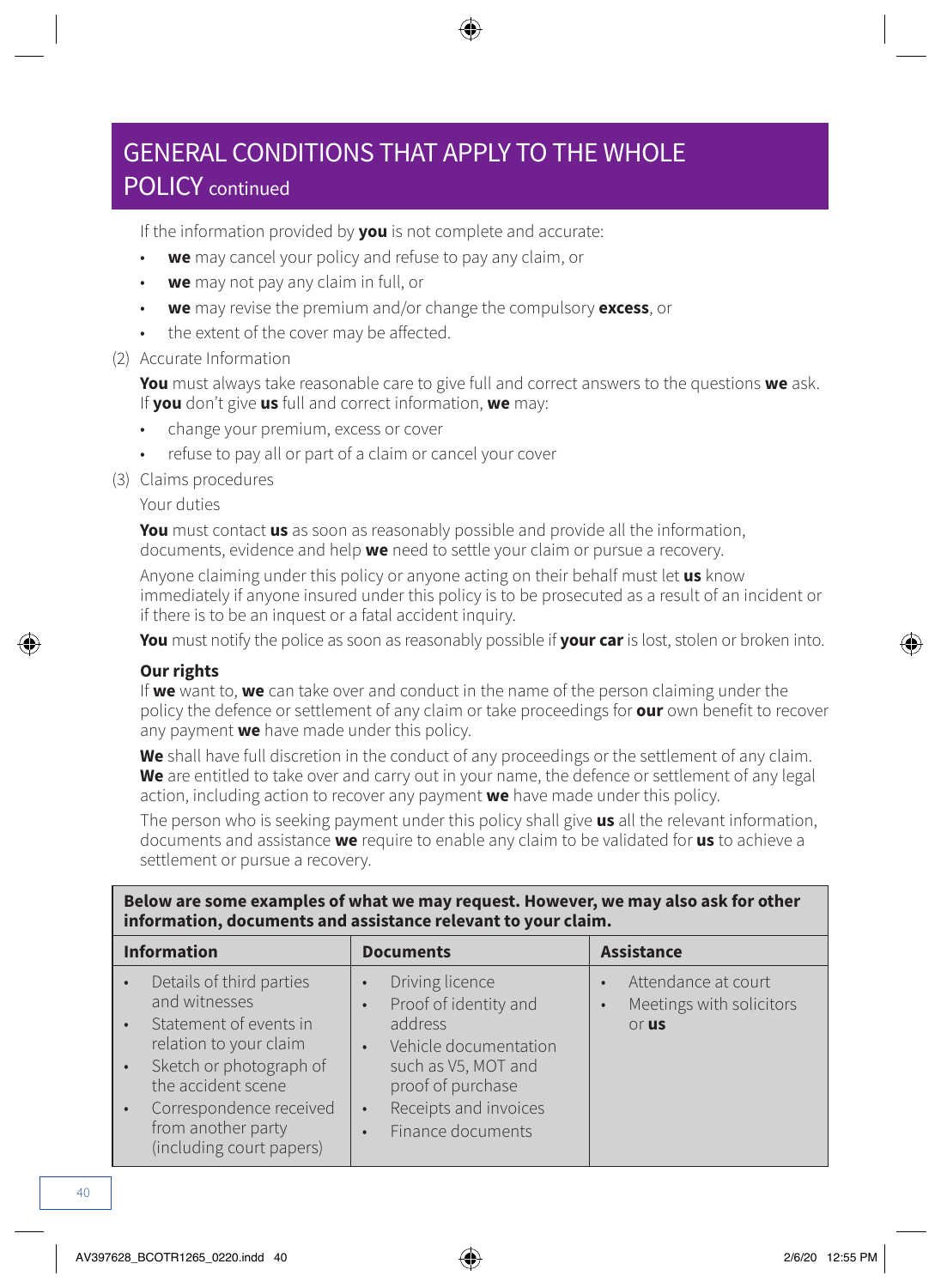## GENERAL CONDITIONS THAT APPLY TO THE WHOLE POLICY continued

If the information provided by **you** is not complete and accurate:

- **we** may cancel your policy and refuse to pay any claim, or
- **we** may not pay any claim in full, or
- **we** may revise the premium and/or change the compulsory **excess**, or
- the extent of the cover may be affected.

(2) Accurate Information

**You** must always take reasonable care to give full and correct answers to the questions **we** ask. If **you** don't give **us** full and correct information, **we** may:

- change your premium, excess or cover
- refuse to pay all or part of a claim or cancel your cover

(3) Claims procedures

Your duties

**You** must contact **us** as soon as reasonably possible and provide all the information, documents, evidence and help **we** need to settle your claim or pursue a recovery.

Anyone claiming under this policy or anyone acting on their behalf must let **us** know immediately if anyone insured under this policy is to be prosecuted as a result of an incident or if there is to be an inquest or a fatal accident inquiry.

**You** must notify the police as soon as reasonably possible if **your car** is lost, stolen or broken into.

**Our rights**

If **we** want to, **we** can take over and conduct in the name of the person claiming under the policy the defence or settlement of any claim or take proceedings for **our** own benefit to recover any payment **we** have made under this policy.

**We** shall have full discretion in the conduct of any proceedings or the settlement of any claim. **We** are entitled to take over and carry out in your name, the defence or settlement of any legal action, including action to recover any payment **we** have made under this policy.

The person who is seeking payment under this policy shall give **us** all the relevant information, documents and assistance **we** require to enable any claim to be validated for **us** to achieve a settlement or pursue a recovery.

**Below are some examples of what we may request. However, we may also ask for other information, documents and assistance relevant to your claim.**

| Information | Documents | Assistance |
|---|---|---|
| • Details of third parties and witnesses<br>• Statement of events in relation to your claim<br>• Sketch or photograph of the accident scene<br>• Correspondence received from another party (including court papers) | • Driving licence<br>• Proof of identity and address<br>• Vehicle documentation such as V5, MOT and proof of purchase<br>• Receipts and invoices<br>• Finance documents | • Attendance at court<br>• Meetings with solicitors or **us** |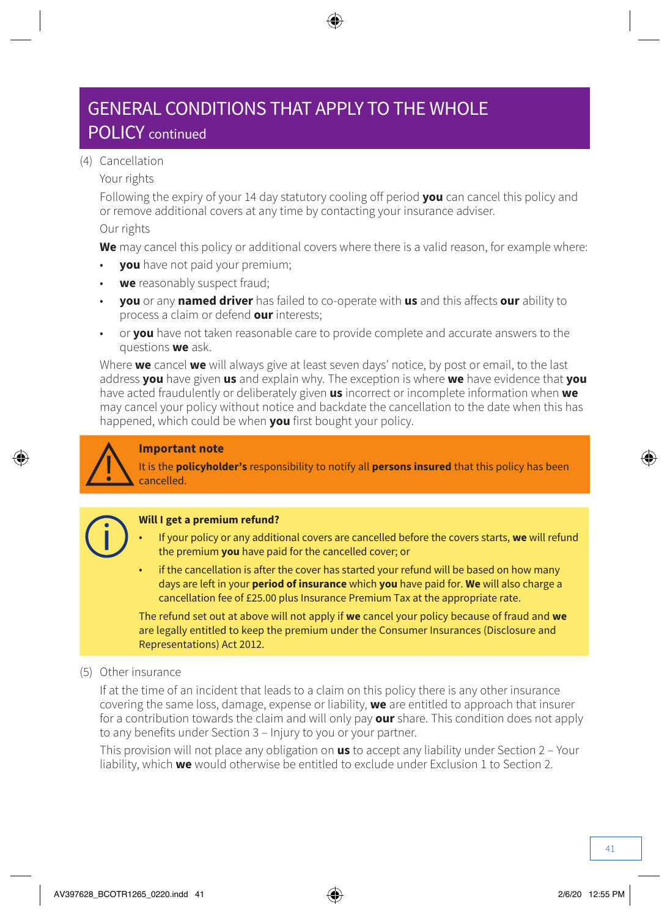# GENERAL CONDITIONS THAT APPLY TO THE WHOLE POLICY continued

(4) Cancellation

Your rights

Following the expiry of your 14 day statutory cooling off period **you** can cancel this policy and or remove additional covers at any time by contacting your insurance adviser.

Our rights

**We** may cancel this policy or additional covers where there is a valid reason, for example where:

- **you** have not paid your premium;
- **we** reasonably suspect fraud;
- **you** or any **named driver** has failed to co-operate with **us** and this affects **our** ability to process a claim or defend **our** interests;
- or **you** have not taken reasonable care to provide complete and accurate answers to the questions **we** ask.

Where **we** cancel **we** will always give at least seven days' notice, by post or email, to the last address **you** have given **us** and explain why. The exception is where **we** have evidence that **you** have acted fraudulently or deliberately given **us** incorrect or incomplete information when **we** may cancel your policy without notice and backdate the cancellation to the date when this has happened, which could be when **you** first bought your policy.

**Important note**

It is the **policyholder's** responsibility to notify all **persons insured** that this policy has been cancelled.

**Will I get a premium refund?**

- If your policy or any additional covers are cancelled before the covers starts, **we** will refund the premium **you** have paid for the cancelled cover; or
- if the cancellation is after the cover has started your refund will be based on how many days are left in your **period of insurance** which **you** have paid for. **We** will also charge a cancellation fee of £25.00 plus Insurance Premium Tax at the appropriate rate.

The refund set out at above will not apply if **we** cancel your policy because of fraud and **we** are legally entitled to keep the premium under the Consumer Insurances (Disclosure and Representations) Act 2012.

(5) Other insurance

If at the time of an incident that leads to a claim on this policy there is any other insurance covering the same loss, damage, expense or liability, **we** are entitled to approach that insurer for a contribution towards the claim and will only pay **our** share. This condition does not apply to any benefits under Section 3 – Injury to you or your partner.

This provision will not place any obligation on **us** to accept any liability under Section 2 – Your liability, which **we** would otherwise be entitled to exclude under Exclusion 1 to Section 2.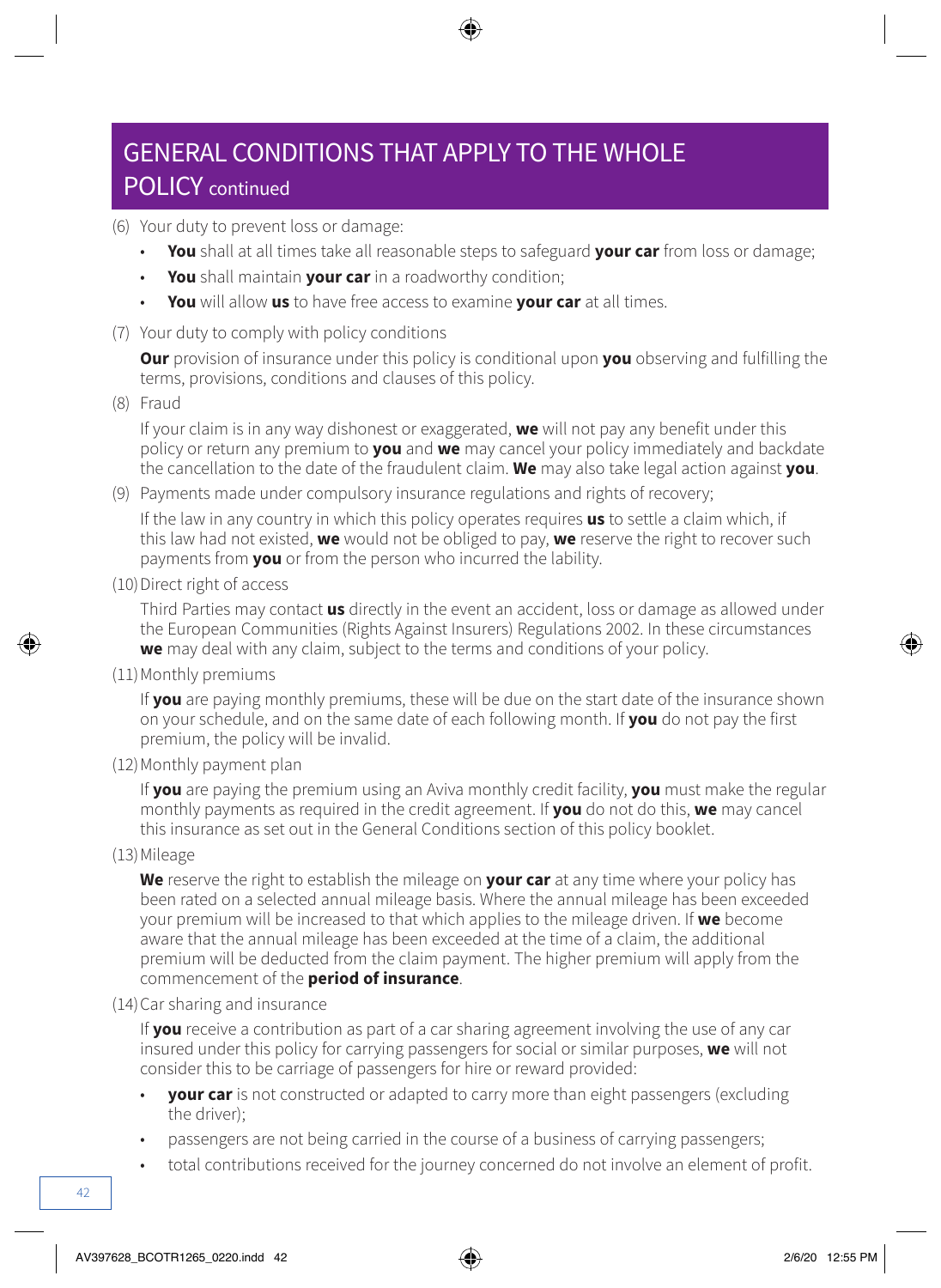# GENERAL CONDITIONS THAT APPLY TO THE WHOLE POLICY continued

(6) Your duty to prevent loss or damage:

- **You** shall at all times take all reasonable steps to safeguard **your car** from loss or damage;
- **You** shall maintain **your car** in a roadworthy condition;
- **You** will allow **us** to have free access to examine **your car** at all times.

(7) Your duty to comply with policy conditions

**Our** provision of insurance under this policy is conditional upon **you** observing and fulfilling the terms, provisions, conditions and clauses of this policy.

(8) Fraud

If your claim is in any way dishonest or exaggerated, **we** will not pay any benefit under this policy or return any premium to **you** and **we** may cancel your policy immediately and backdate the cancellation to the date of the fraudulent claim. **We** may also take legal action against **you**.

(9) Payments made under compulsory insurance regulations and rights of recovery;

If the law in any country in which this policy operates requires **us** to settle a claim which, if this law had not existed, **we** would not be obliged to pay, **we** reserve the right to recover such payments from **you** or from the person who incurred the lability.

(10) Direct right of access

Third Parties may contact **us** directly in the event an accident, loss or damage as allowed under the European Communities (Rights Against Insurers) Regulations 2002. In these circumstances **we** may deal with any claim, subject to the terms and conditions of your policy.

(11) Monthly premiums

If **you** are paying monthly premiums, these will be due on the start date of the insurance shown on your schedule, and on the same date of each following month. If **you** do not pay the first premium, the policy will be invalid.

(12) Monthly payment plan

If **you** are paying the premium using an Aviva monthly credit facility, **you** must make the regular monthly payments as required in the credit agreement. If **you** do not do this, **we** may cancel this insurance as set out in the General Conditions section of this policy booklet.

(13) Mileage

**We** reserve the right to establish the mileage on **your car** at any time where your policy has been rated on a selected annual mileage basis. Where the annual mileage has been exceeded your premium will be increased to that which applies to the mileage driven. If **we** become aware that the annual mileage has been exceeded at the time of a claim, the additional premium will be deducted from the claim payment. The higher premium will apply from the commencement of the **period of insurance**.

(14) Car sharing and insurance

If **you** receive a contribution as part of a car sharing agreement involving the use of any car insured under this policy for carrying passengers for social or similar purposes, **we** will not consider this to be carriage of passengers for hire or reward provided:

- **your car** is not constructed or adapted to carry more than eight passengers (excluding the driver);
- passengers are not being carried in the course of a business of carrying passengers;
- total contributions received for the journey concerned do not involve an element of profit.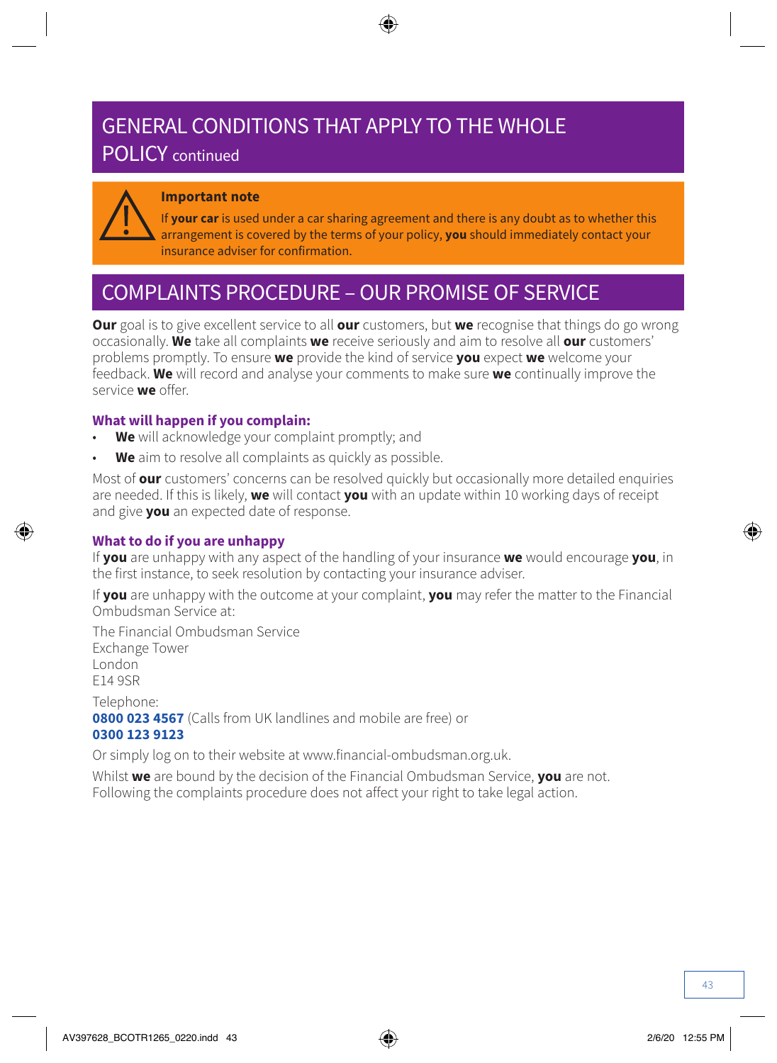## GENERAL CONDITIONS THAT APPLY TO THE WHOLE POLICY continued

**Important note**

If **your car** is used under a car sharing agreement and there is any doubt as to whether this arrangement is covered by the terms of your policy, **you** should immediately contact your insurance adviser for confirmation.

## COMPLAINTS PROCEDURE – OUR PROMISE OF SERVICE

**Our** goal is to give excellent service to all **our** customers, but **we** recognise that things do go wrong occasionally. **We** take all complaints **we** receive seriously and aim to resolve all **our** customers' problems promptly. To ensure **we** provide the kind of service **you** expect **we** welcome your feedback. **We** will record and analyse your comments to make sure **we** continually improve the service **we** offer.

### What will happen if you complain:

- **We** will acknowledge your complaint promptly; and
- **We** aim to resolve all complaints as quickly as possible.

Most of **our** customers' concerns can be resolved quickly but occasionally more detailed enquiries are needed. If this is likely, **we** will contact **you** with an update within 10 working days of receipt and give **you** an expected date of response.

### What to do if you are unhappy

If **you** are unhappy with any aspect of the handling of your insurance **we** would encourage **you**, in the first instance, to seek resolution by contacting your insurance adviser.

If **you** are unhappy with the outcome at your complaint, **you** may refer the matter to the Financial Ombudsman Service at:

The Financial Ombudsman Service
Exchange Tower
London
E14 9SR

Telephone:
**0800 023 4567** (Calls from UK landlines and mobile are free) or
**0300 123 9123**

Or simply log on to their website at www.financial-ombudsman.org.uk.

Whilst **we** are bound by the decision of the Financial Ombudsman Service, **you** are not. Following the complaints procedure does not affect your right to take legal action.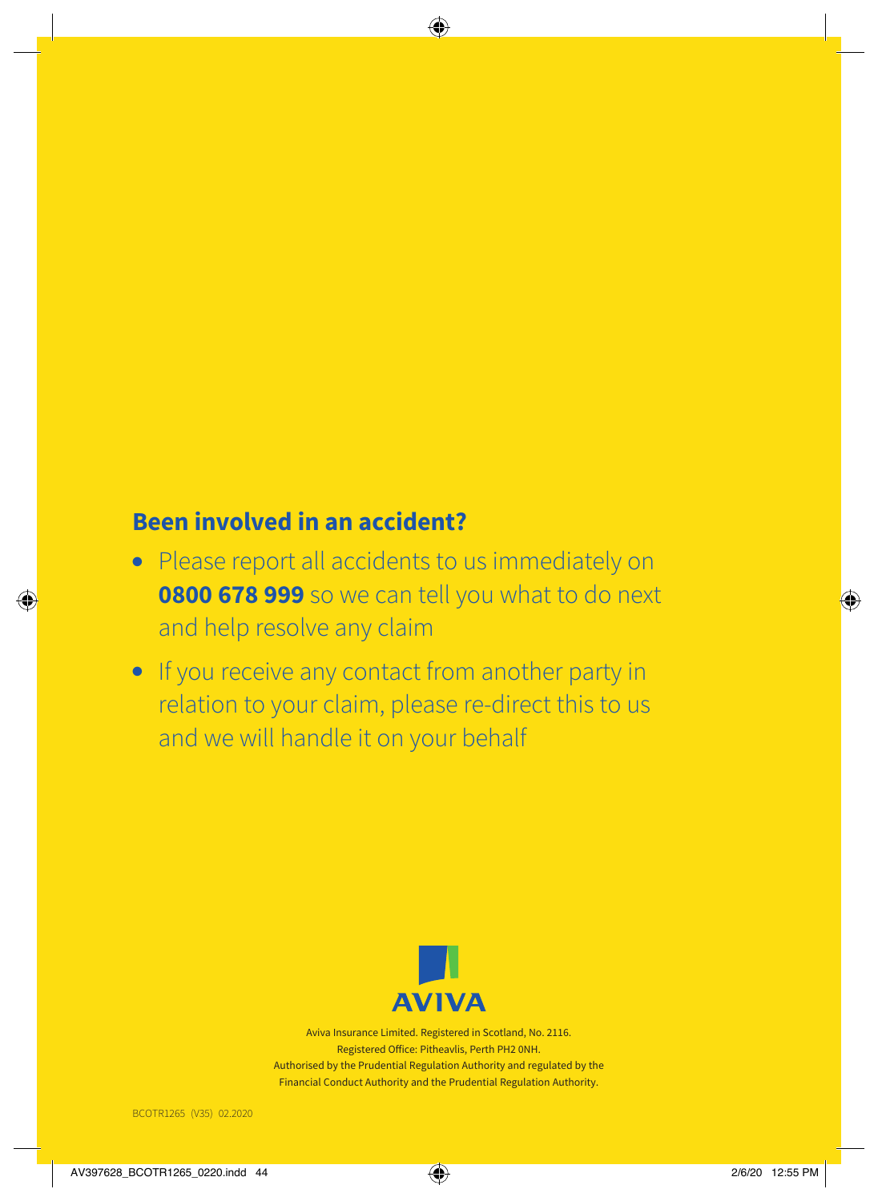## Been involved in an accident?

- Please report all accidents to us immediately on **0800 678 999** so we can tell you what to do next and help resolve any claim
- If you receive any contact from another party in relation to your claim, please re-direct this to us and we will handle it on your behalf

AVIVA

Aviva Insurance Limited. Registered in Scotland, No. 2116.
Registered Office: Pitheavlis, Perth PH2 0NH.
Authorised by the Prudential Regulation Authority and regulated by the Financial Conduct Authority and the Prudential Regulation Authority.

BCOTR1265 (V35) 02.2020